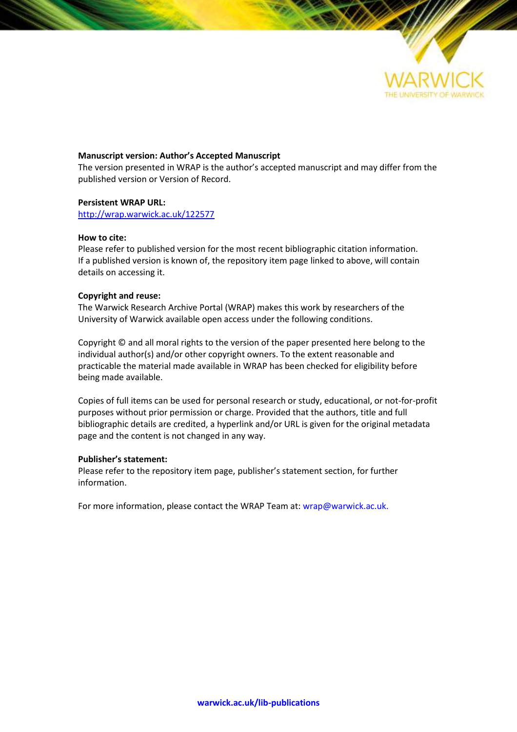**Manuscript version: Author's Accepted Manuscript**
The version presented in WRAP is the author's accepted manuscript and may differ from the published version or Version of Record.

**Persistent WRAP URL:**
http://wrap.warwick.ac.uk/122577

**How to cite:**
Please refer to published version for the most recent bibliographic citation information. If a published version is known of, the repository item page linked to above, will contain details on accessing it.

**Copyright and reuse:**
The Warwick Research Archive Portal (WRAP) makes this work by researchers of the University of Warwick available open access under the following conditions.

Copyright © and all moral rights to the version of the paper presented here belong to the individual author(s) and/or other copyright owners. To the extent reasonable and practicable the material made available in WRAP has been checked for eligibility before being made available.

Copies of full items can be used for personal research or study, educational, or not-for-profit purposes without prior permission or charge. Provided that the authors, title and full bibliographic details are credited, a hyperlink and/or URL is given for the original metadata page and the content is not changed in any way.

**Publisher's statement:**
Please refer to the repository item page, publisher's statement section, for further information.

For more information, please contact the WRAP Team at: wrap@warwick.ac.uk.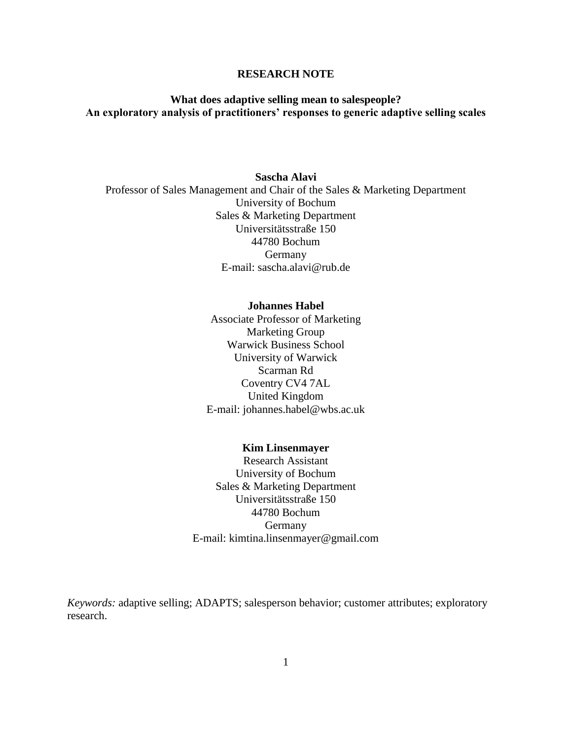**RESEARCH NOTE**

# What does adaptive selling mean to salespeople? An exploratory analysis of practitioners' responses to generic adaptive selling scales

**Sascha Alavi**
Professor of Sales Management and Chair of the Sales & Marketing Department
University of Bochum
Sales & Marketing Department
Universitätsstraße 150
44780 Bochum
Germany
E-mail: sascha.alavi@rub.de

**Johannes Habel**
Associate Professor of Marketing
Marketing Group
Warwick Business School
University of Warwick
Scarman Rd
Coventry CV4 7AL
United Kingdom
E-mail: johannes.habel@wbs.ac.uk

**Kim Linsenmayer**
Research Assistant
University of Bochum
Sales & Marketing Department
Universitätsstraße 150
44780 Bochum
Germany
E-mail: kimtina.linsenmayer@gmail.com

*Keywords:* adaptive selling; ADAPTS; salesperson behavior; customer attributes; exploratory research.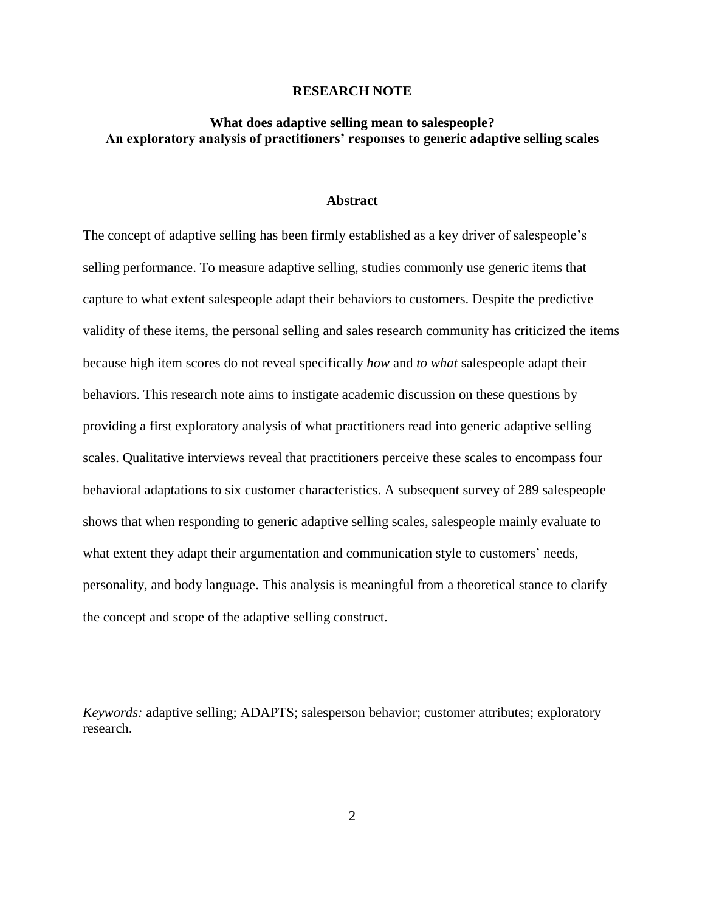**RESEARCH NOTE**

# What does adaptive selling mean to salespeople? An exploratory analysis of practitioners' responses to generic adaptive selling scales

## Abstract

The concept of adaptive selling has been firmly established as a key driver of salespeople's selling performance. To measure adaptive selling, studies commonly use generic items that capture to what extent salespeople adapt their behaviors to customers. Despite the predictive validity of these items, the personal selling and sales research community has criticized the items because high item scores do not reveal specifically *how* and *to what* salespeople adapt their behaviors. This research note aims to instigate academic discussion on these questions by providing a first exploratory analysis of what practitioners read into generic adaptive selling scales. Qualitative interviews reveal that practitioners perceive these scales to encompass four behavioral adaptations to six customer characteristics. A subsequent survey of 289 salespeople shows that when responding to generic adaptive selling scales, salespeople mainly evaluate to what extent they adapt their argumentation and communication style to customers' needs, personality, and body language. This analysis is meaningful from a theoretical stance to clarify the concept and scope of the adaptive selling construct.

*Keywords:* adaptive selling; ADAPTS; salesperson behavior; customer attributes; exploratory research.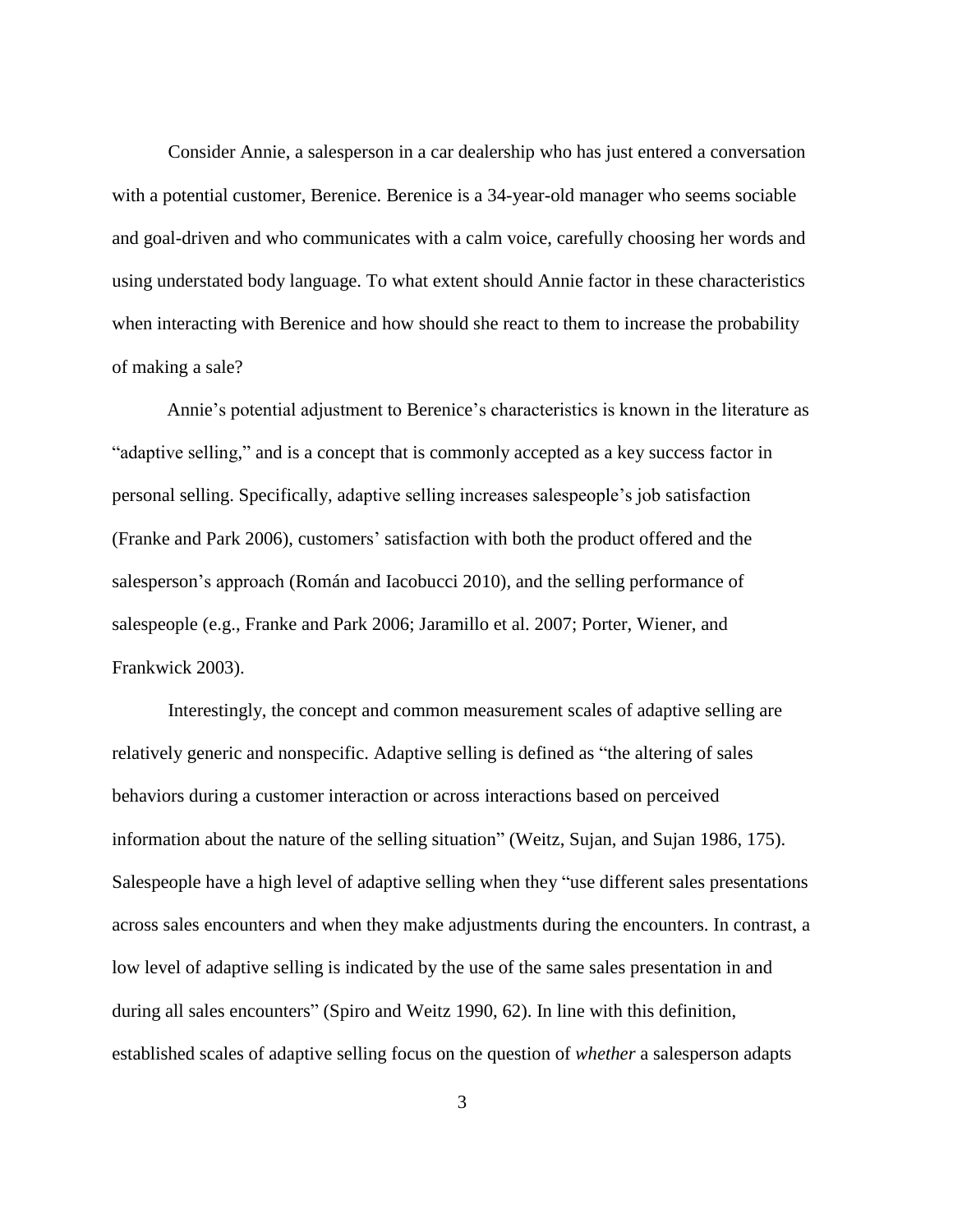Consider Annie, a salesperson in a car dealership who has just entered a conversation with a potential customer, Berenice. Berenice is a 34-year-old manager who seems sociable and goal-driven and who communicates with a calm voice, carefully choosing her words and using understated body language. To what extent should Annie factor in these characteristics when interacting with Berenice and how should she react to them to increase the probability of making a sale?

Annie's potential adjustment to Berenice's characteristics is known in the literature as "adaptive selling," and is a concept that is commonly accepted as a key success factor in personal selling. Specifically, adaptive selling increases salespeople's job satisfaction (Franke and Park 2006), customers' satisfaction with both the product offered and the salesperson's approach (Román and Iacobucci 2010), and the selling performance of salespeople (e.g., Franke and Park 2006; Jaramillo et al. 2007; Porter, Wiener, and Frankwick 2003).

Interestingly, the concept and common measurement scales of adaptive selling are relatively generic and nonspecific. Adaptive selling is defined as "the altering of sales behaviors during a customer interaction or across interactions based on perceived information about the nature of the selling situation" (Weitz, Sujan, and Sujan 1986, 175). Salespeople have a high level of adaptive selling when they "use different sales presentations across sales encounters and when they make adjustments during the encounters. In contrast, a low level of adaptive selling is indicated by the use of the same sales presentation in and during all sales encounters" (Spiro and Weitz 1990, 62). In line with this definition, established scales of adaptive selling focus on the question of *whether* a salesperson adapts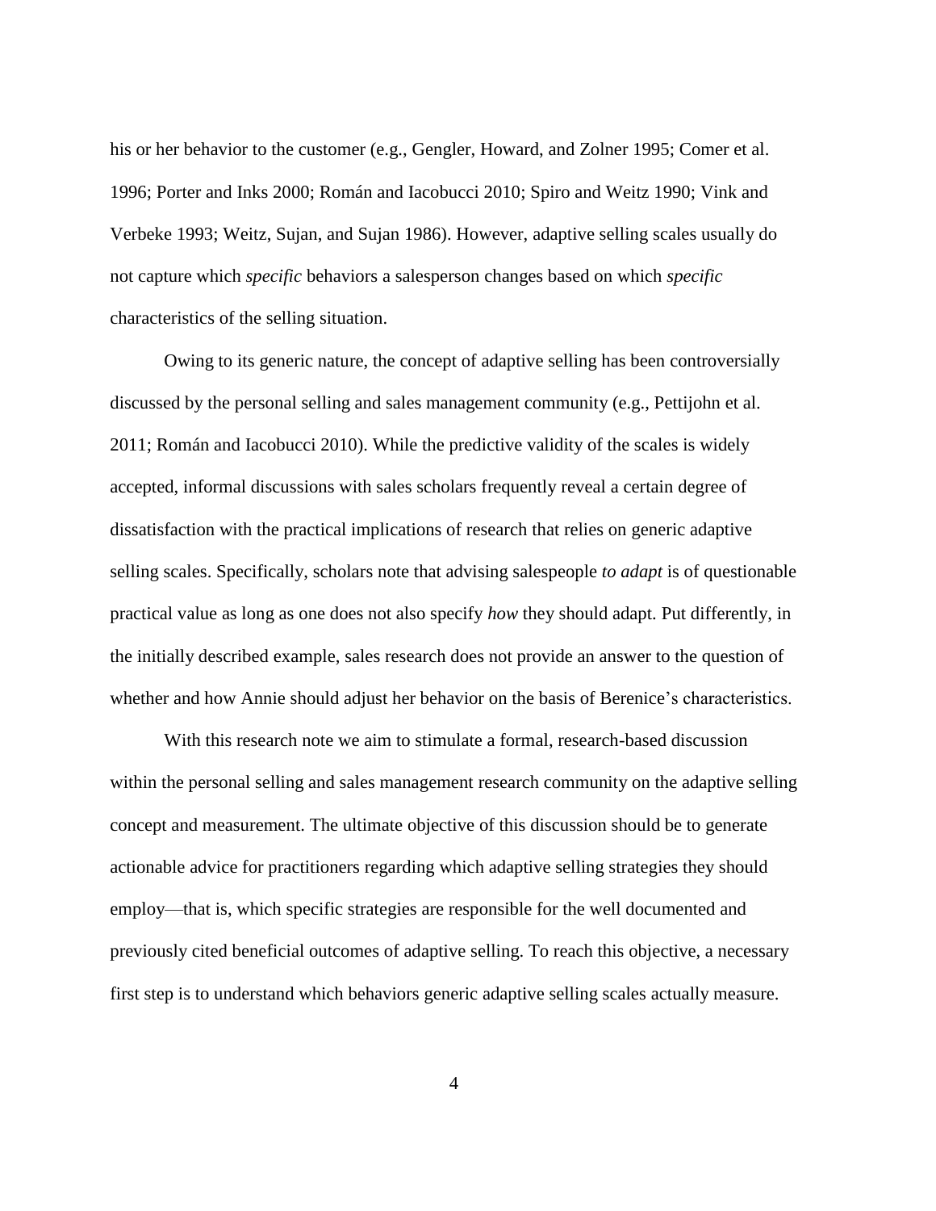his or her behavior to the customer (e.g., Gengler, Howard, and Zolner 1995; Comer et al. 1996; Porter and Inks 2000; Román and Iacobucci 2010; Spiro and Weitz 1990; Vink and Verbeke 1993; Weitz, Sujan, and Sujan 1986). However, adaptive selling scales usually do not capture which *specific* behaviors a salesperson changes based on which *specific* characteristics of the selling situation.

Owing to its generic nature, the concept of adaptive selling has been controversially discussed by the personal selling and sales management community (e.g., Pettijohn et al. 2011; Román and Iacobucci 2010). While the predictive validity of the scales is widely accepted, informal discussions with sales scholars frequently reveal a certain degree of dissatisfaction with the practical implications of research that relies on generic adaptive selling scales. Specifically, scholars note that advising salespeople *to adapt* is of questionable practical value as long as one does not also specify *how* they should adapt. Put differently, in the initially described example, sales research does not provide an answer to the question of whether and how Annie should adjust her behavior on the basis of Berenice's characteristics.

With this research note we aim to stimulate a formal, research-based discussion within the personal selling and sales management research community on the adaptive selling concept and measurement. The ultimate objective of this discussion should be to generate actionable advice for practitioners regarding which adaptive selling strategies they should employ—that is, which specific strategies are responsible for the well documented and previously cited beneficial outcomes of adaptive selling. To reach this objective, a necessary first step is to understand which behaviors generic adaptive selling scales actually measure.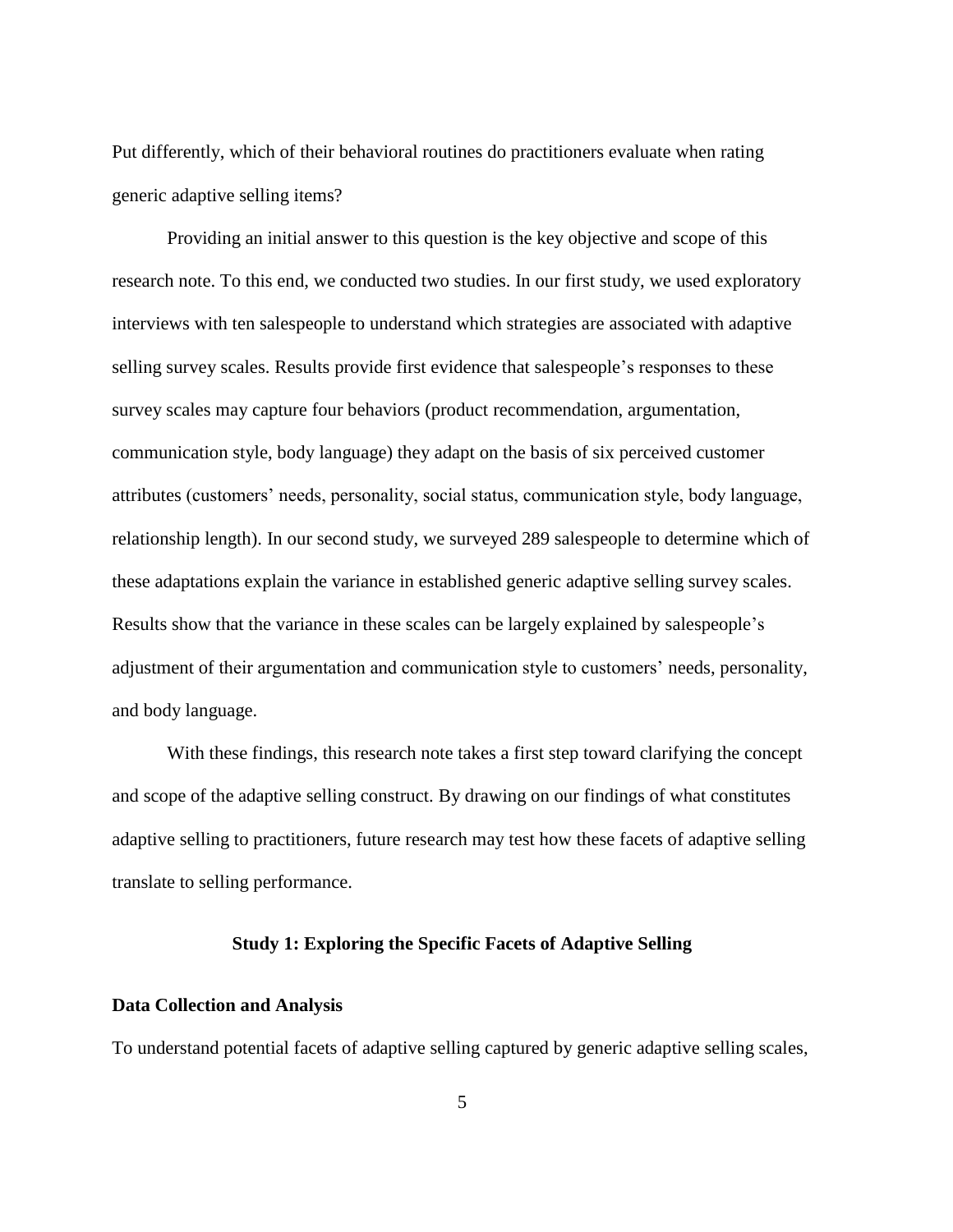Put differently, which of their behavioral routines do practitioners evaluate when rating generic adaptive selling items?

Providing an initial answer to this question is the key objective and scope of this research note. To this end, we conducted two studies. In our first study, we used exploratory interviews with ten salespeople to understand which strategies are associated with adaptive selling survey scales. Results provide first evidence that salespeople's responses to these survey scales may capture four behaviors (product recommendation, argumentation, communication style, body language) they adapt on the basis of six perceived customer attributes (customers' needs, personality, social status, communication style, body language, relationship length). In our second study, we surveyed 289 salespeople to determine which of these adaptations explain the variance in established generic adaptive selling survey scales. Results show that the variance in these scales can be largely explained by salespeople's adjustment of their argumentation and communication style to customers' needs, personality, and body language.

With these findings, this research note takes a first step toward clarifying the concept and scope of the adaptive selling construct. By drawing on our findings of what constitutes adaptive selling to practitioners, future research may test how these facets of adaptive selling translate to selling performance.

## Study 1: Exploring the Specific Facets of Adaptive Selling

### Data Collection and Analysis

To understand potential facets of adaptive selling captured by generic adaptive selling scales,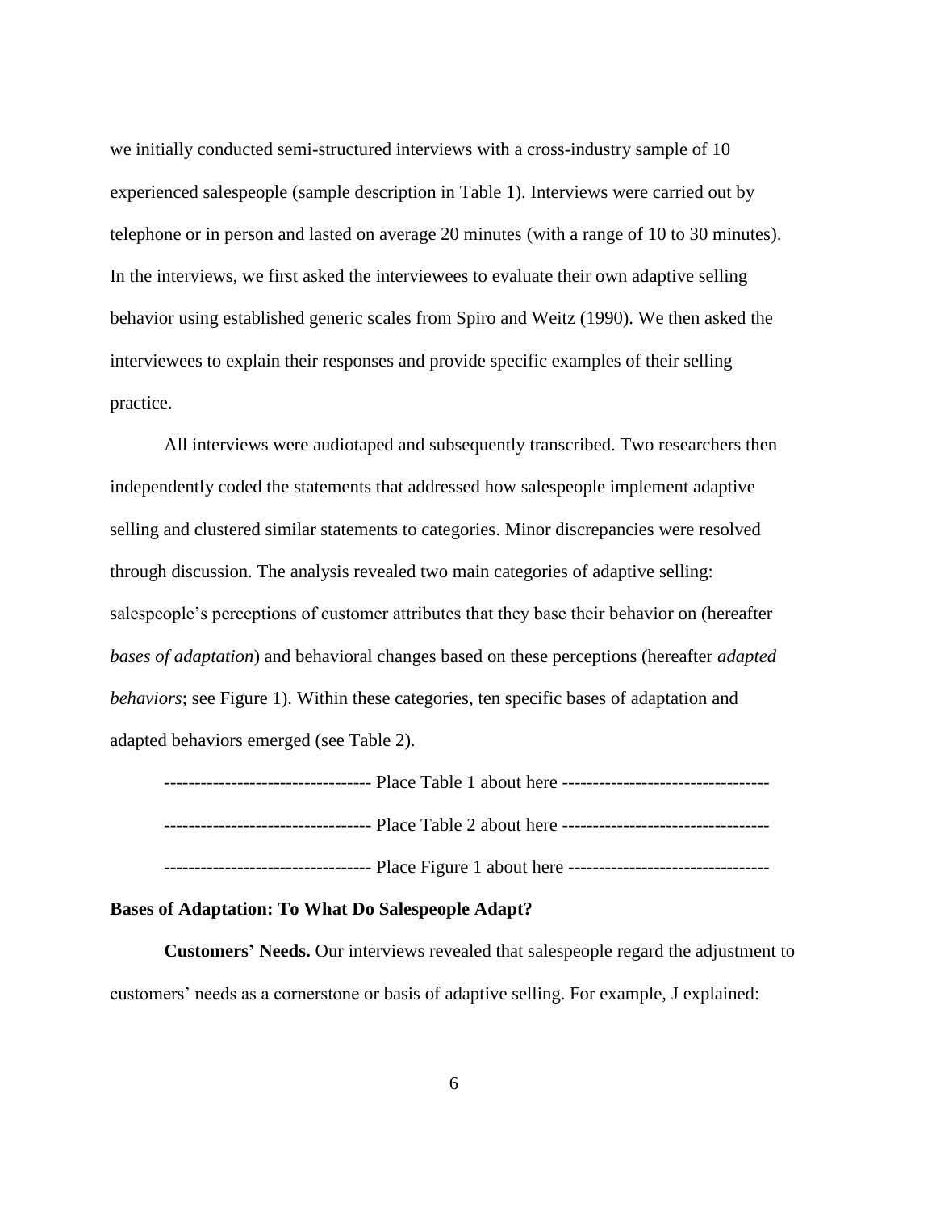we initially conducted semi-structured interviews with a cross-industry sample of 10 experienced salespeople (sample description in Table 1). Interviews were carried out by telephone or in person and lasted on average 20 minutes (with a range of 10 to 30 minutes). In the interviews, we first asked the interviewees to evaluate their own adaptive selling behavior using established generic scales from Spiro and Weitz (1990). We then asked the interviewees to explain their responses and provide specific examples of their selling practice.

All interviews were audiotaped and subsequently transcribed. Two researchers then independently coded the statements that addressed how salespeople implement adaptive selling and clustered similar statements to categories. Minor discrepancies were resolved through discussion. The analysis revealed two main categories of adaptive selling: salespeople's perceptions of customer attributes that they base their behavior on (hereafter *bases of adaptation*) and behavioral changes based on these perceptions (hereafter *adapted behaviors*; see Figure 1). Within these categories, ten specific bases of adaptation and adapted behaviors emerged (see Table 2).

--------------------------------- Place Table 1 about here ---------------------------------

--------------------------------- Place Table 2 about here ---------------------------------

--------------------------------- Place Figure 1 about here --------------------------------

**Bases of Adaptation: To What Do Salespeople Adapt?**

**Customers' Needs.** Our interviews revealed that salespeople regard the adjustment to customers' needs as a cornerstone or basis of adaptive selling. For example, J explained: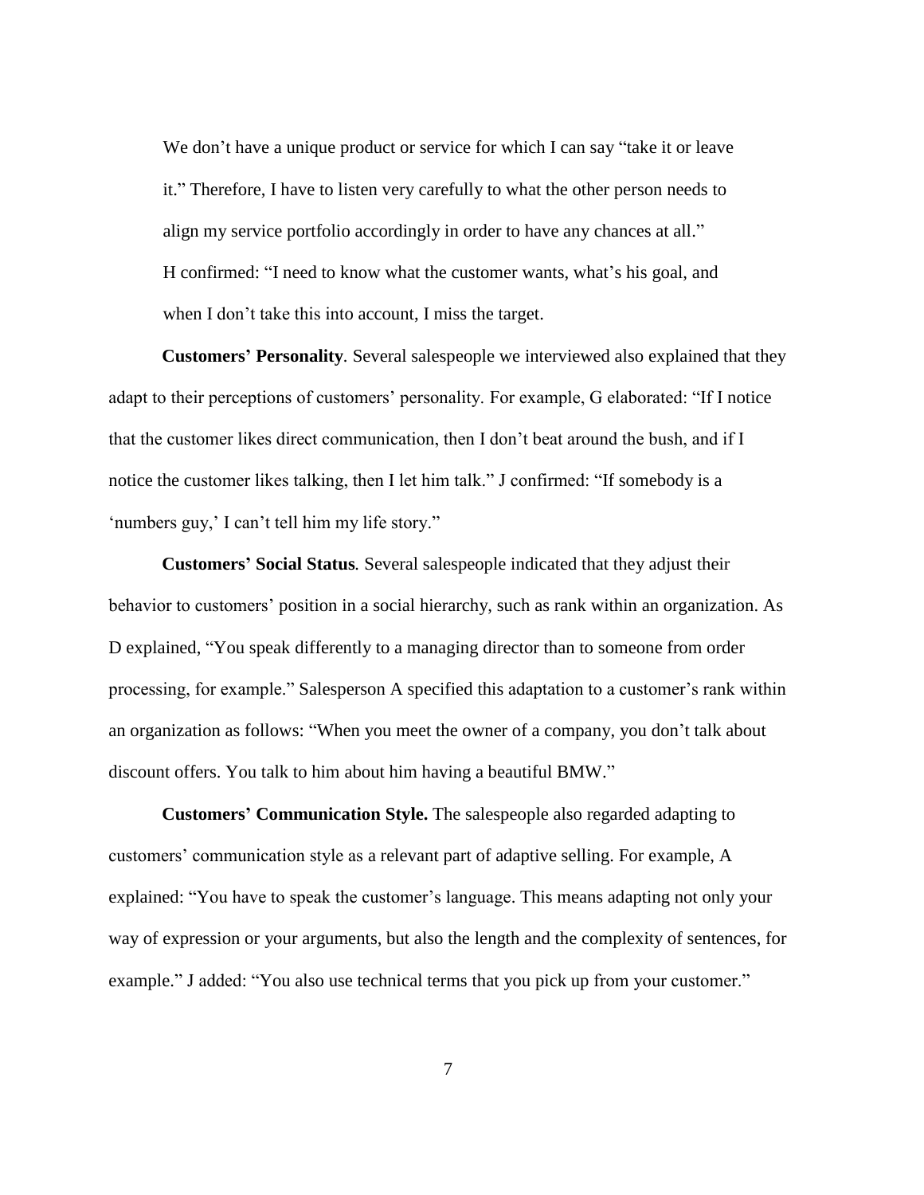> We don't have a unique product or service for which I can say "take it or leave it." Therefore, I have to listen very carefully to what the other person needs to align my service portfolio accordingly in order to have any chances at all."
> H confirmed: "I need to know what the customer wants, what's his goal, and when I don't take this into account, I miss the target.

**Customers' Personality***.* Several salespeople we interviewed also explained that they adapt to their perceptions of customers' personality. For example, G elaborated: "If I notice that the customer likes direct communication, then I don't beat around the bush, and if I notice the customer likes talking, then I let him talk." J confirmed: "If somebody is a 'numbers guy,' I can't tell him my life story."

**Customers' Social Status***.* Several salespeople indicated that they adjust their behavior to customers' position in a social hierarchy, such as rank within an organization. As D explained, "You speak differently to a managing director than to someone from order processing, for example." Salesperson A specified this adaptation to a customer's rank within an organization as follows: "When you meet the owner of a company, you don't talk about discount offers. You talk to him about him having a beautiful BMW."

**Customers' Communication Style.** The salespeople also regarded adapting to customers' communication style as a relevant part of adaptive selling. For example, A explained: "You have to speak the customer's language. This means adapting not only your way of expression or your arguments, but also the length and the complexity of sentences, for example." J added: "You also use technical terms that you pick up from your customer."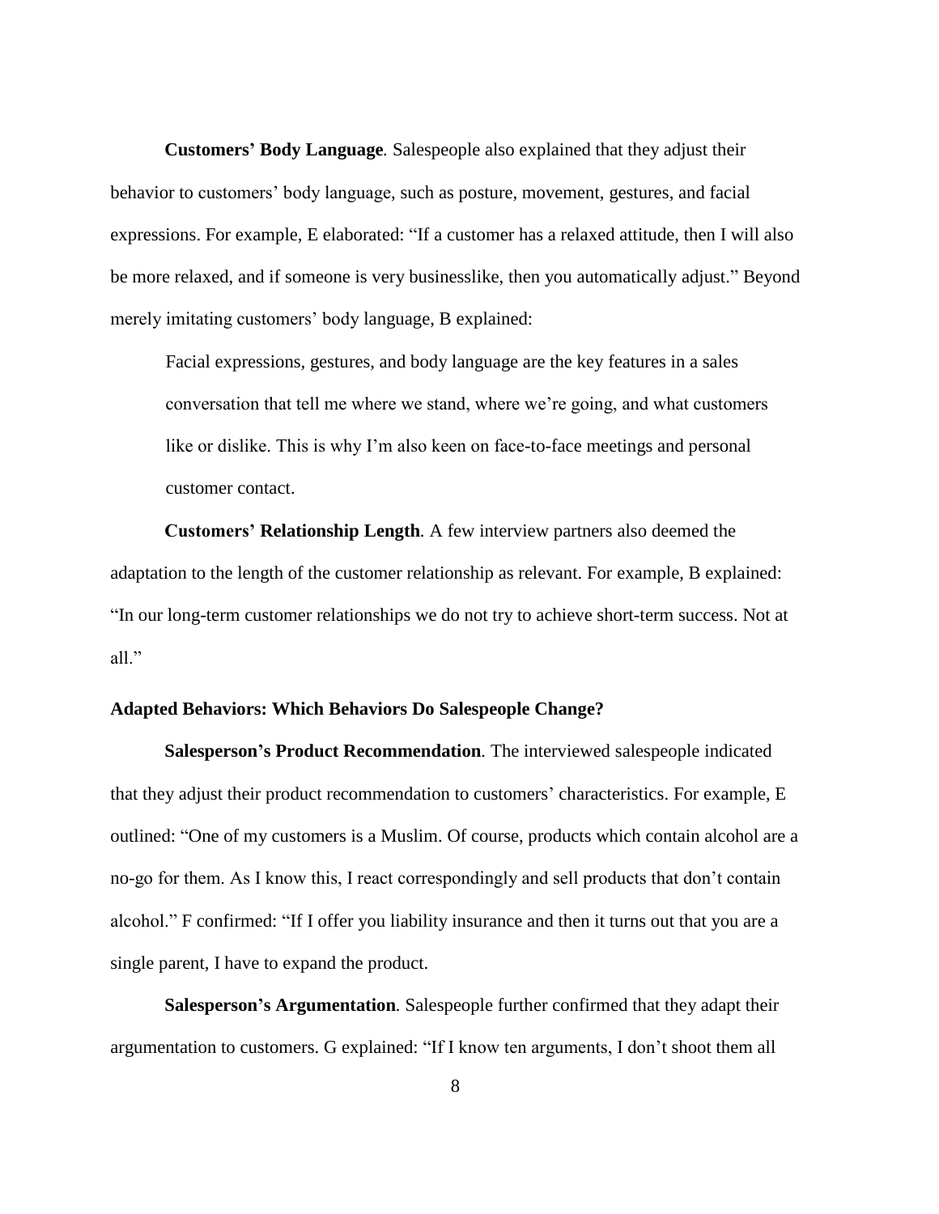**Customers' Body Language***.* Salespeople also explained that they adjust their behavior to customers' body language, such as posture, movement, gestures, and facial expressions. For example, E elaborated: "If a customer has a relaxed attitude, then I will also be more relaxed, and if someone is very businesslike, then you automatically adjust." Beyond merely imitating customers' body language, B explained:

> Facial expressions, gestures, and body language are the key features in a sales conversation that tell me where we stand, where we're going, and what customers like or dislike. This is why I'm also keen on face-to-face meetings and personal customer contact.

**Customers' Relationship Length***.* A few interview partners also deemed the adaptation to the length of the customer relationship as relevant. For example, B explained: "In our long-term customer relationships we do not try to achieve short-term success. Not at all."

### Adapted Behaviors: Which Behaviors Do Salespeople Change?

**Salesperson's Product Recommendation**. The interviewed salespeople indicated that they adjust their product recommendation to customers' characteristics. For example, E outlined: "One of my customers is a Muslim. Of course, products which contain alcohol are a no-go for them. As I know this, I react correspondingly and sell products that don't contain alcohol." F confirmed: "If I offer you liability insurance and then it turns out that you are a single parent, I have to expand the product.

**Salesperson's Argumentation***.* Salespeople further confirmed that they adapt their argumentation to customers. G explained: "If I know ten arguments, I don't shoot them all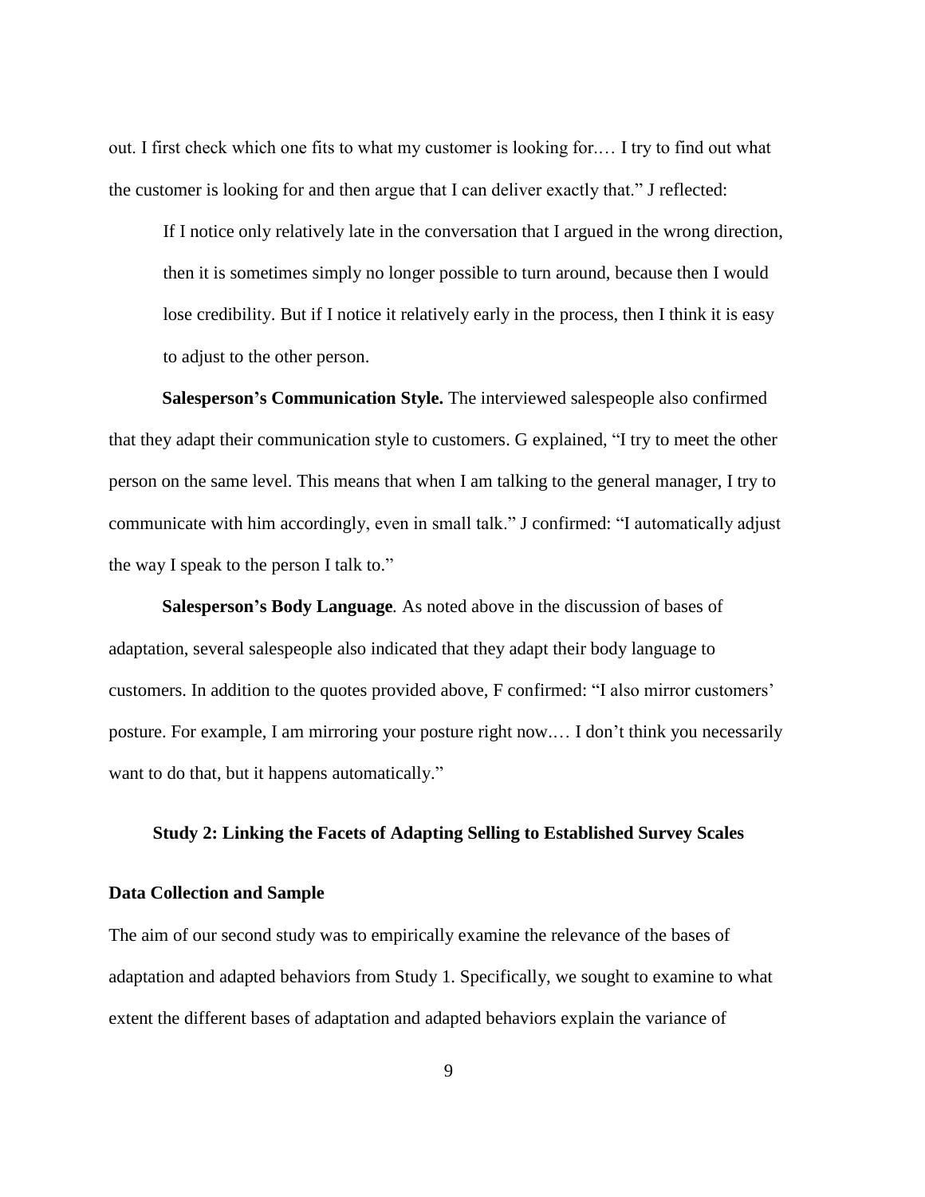out. I first check which one fits to what my customer is looking for.… I try to find out what the customer is looking for and then argue that I can deliver exactly that." J reflected:

> If I notice only relatively late in the conversation that I argued in the wrong direction, then it is sometimes simply no longer possible to turn around, because then I would lose credibility. But if I notice it relatively early in the process, then I think it is easy to adjust to the other person.

**Salesperson's Communication Style.** The interviewed salespeople also confirmed that they adapt their communication style to customers. G explained, "I try to meet the other person on the same level. This means that when I am talking to the general manager, I try to communicate with him accordingly, even in small talk." J confirmed: "I automatically adjust the way I speak to the person I talk to."

**Salesperson's Body Language***.* As noted above in the discussion of bases of adaptation, several salespeople also indicated that they adapt their body language to customers. In addition to the quotes provided above, F confirmed: "I also mirror customers' posture. For example, I am mirroring your posture right now.… I don't think you necessarily want to do that, but it happens automatically."

## Study 2: Linking the Facets of Adapting Selling to Established Survey Scales

### Data Collection and Sample

The aim of our second study was to empirically examine the relevance of the bases of adaptation and adapted behaviors from Study 1. Specifically, we sought to examine to what extent the different bases of adaptation and adapted behaviors explain the variance of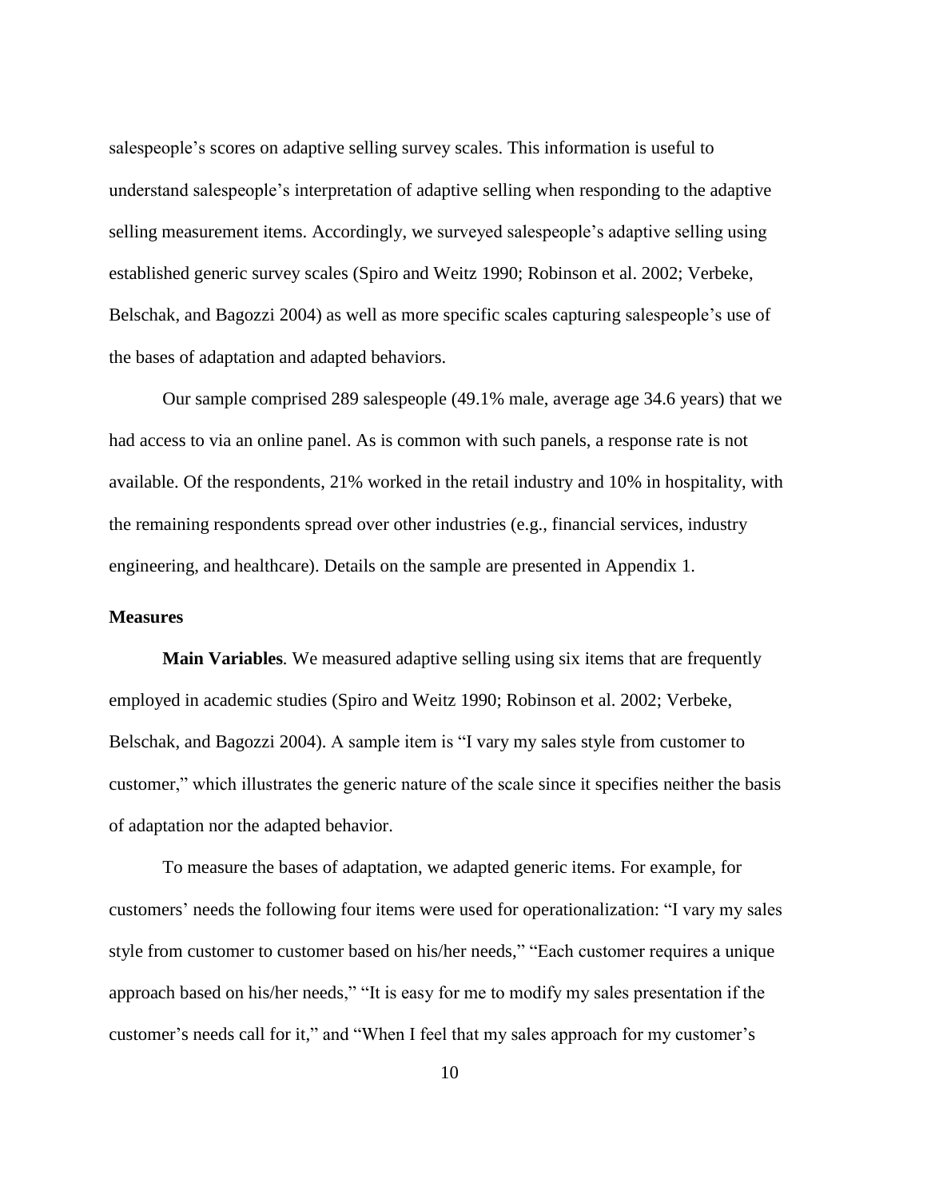salespeople's scores on adaptive selling survey scales. This information is useful to understand salespeople's interpretation of adaptive selling when responding to the adaptive selling measurement items. Accordingly, we surveyed salespeople's adaptive selling using established generic survey scales (Spiro and Weitz 1990; Robinson et al. 2002; Verbeke, Belschak, and Bagozzi 2004) as well as more specific scales capturing salespeople's use of the bases of adaptation and adapted behaviors.

Our sample comprised 289 salespeople (49.1% male, average age 34.6 years) that we had access to via an online panel. As is common with such panels, a response rate is not available. Of the respondents, 21% worked in the retail industry and 10% in hospitality, with the remaining respondents spread over other industries (e.g., financial services, industry engineering, and healthcare). Details on the sample are presented in Appendix 1.

**Measures**

**Main Variables***.* We measured adaptive selling using six items that are frequently employed in academic studies (Spiro and Weitz 1990; Robinson et al. 2002; Verbeke, Belschak, and Bagozzi 2004). A sample item is "I vary my sales style from customer to customer," which illustrates the generic nature of the scale since it specifies neither the basis of adaptation nor the adapted behavior.

To measure the bases of adaptation, we adapted generic items. For example, for customers' needs the following four items were used for operationalization: "I vary my sales style from customer to customer based on his/her needs," "Each customer requires a unique approach based on his/her needs," "It is easy for me to modify my sales presentation if the customer's needs call for it," and "When I feel that my sales approach for my customer's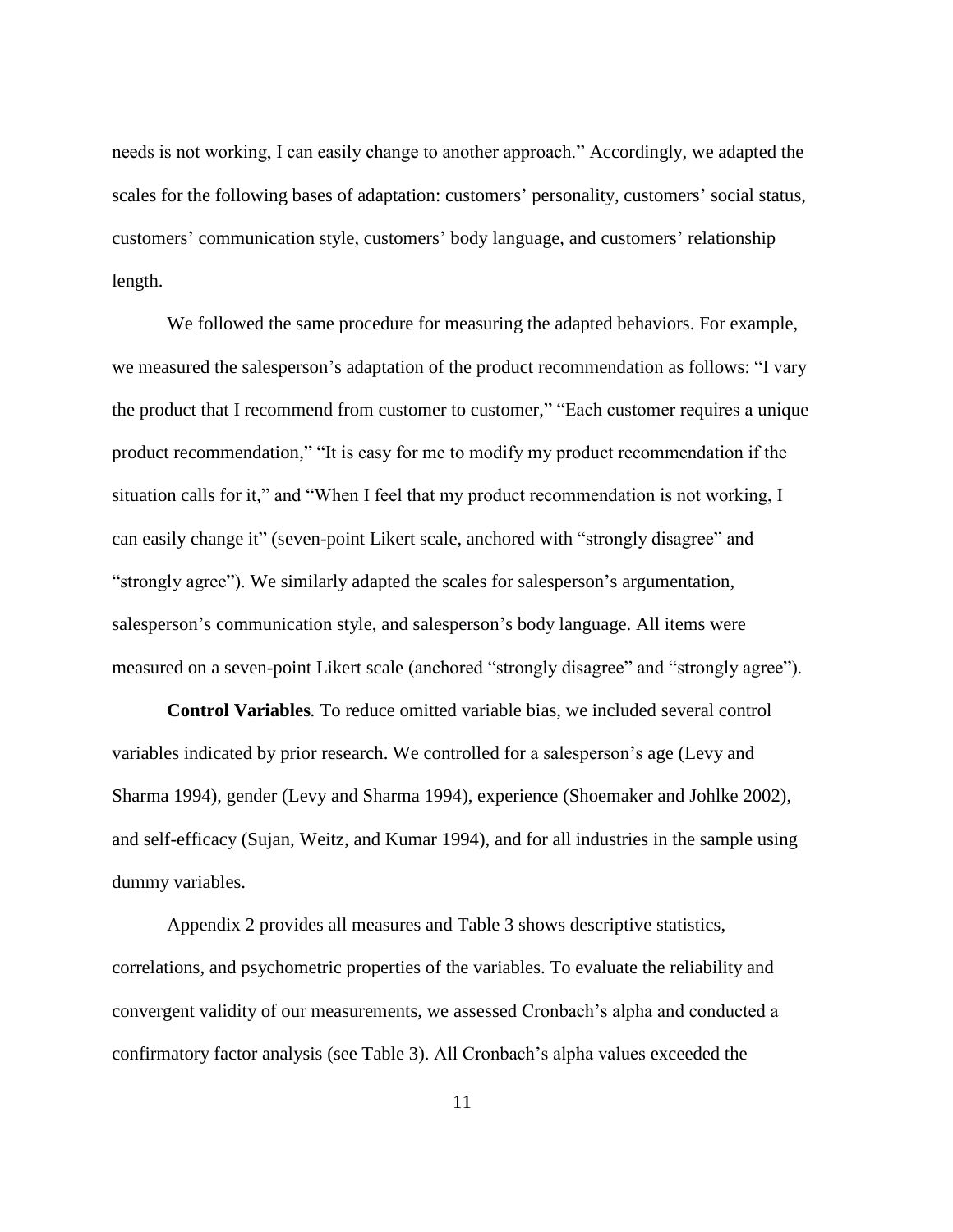needs is not working, I can easily change to another approach." Accordingly, we adapted the scales for the following bases of adaptation: customers' personality, customers' social status, customers' communication style, customers' body language, and customers' relationship length.

We followed the same procedure for measuring the adapted behaviors. For example, we measured the salesperson's adaptation of the product recommendation as follows: "I vary the product that I recommend from customer to customer," "Each customer requires a unique product recommendation," "It is easy for me to modify my product recommendation if the situation calls for it," and "When I feel that my product recommendation is not working, I can easily change it" (seven-point Likert scale, anchored with "strongly disagree" and "strongly agree"). We similarly adapted the scales for salesperson's argumentation, salesperson's communication style, and salesperson's body language. All items were measured on a seven-point Likert scale (anchored "strongly disagree" and "strongly agree").

**Control Variables***.* To reduce omitted variable bias, we included several control variables indicated by prior research. We controlled for a salesperson's age (Levy and Sharma 1994), gender (Levy and Sharma 1994), experience (Shoemaker and Johlke 2002), and self-efficacy (Sujan, Weitz, and Kumar 1994), and for all industries in the sample using dummy variables.

Appendix 2 provides all measures and Table 3 shows descriptive statistics, correlations, and psychometric properties of the variables. To evaluate the reliability and convergent validity of our measurements, we assessed Cronbach's alpha and conducted a confirmatory factor analysis (see Table 3). All Cronbach's alpha values exceeded the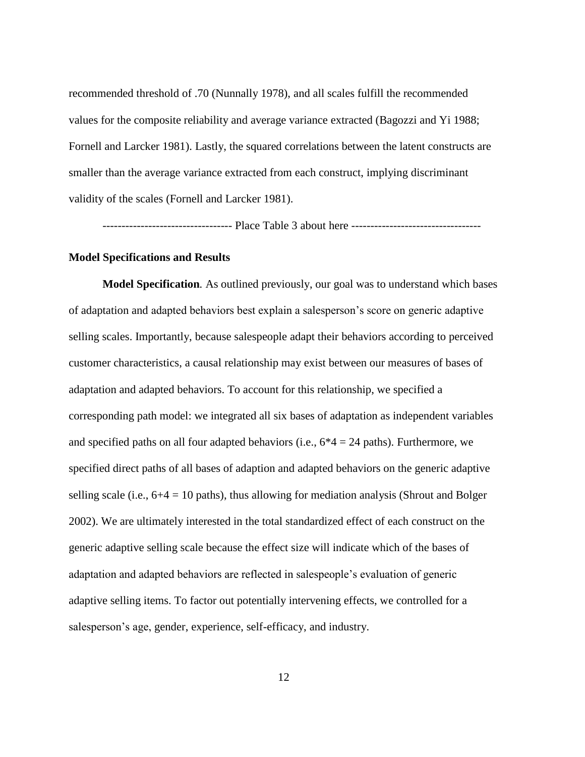recommended threshold of .70 (Nunnally 1978), and all scales fulfill the recommended values for the composite reliability and average variance extracted (Bagozzi and Yi 1988; Fornell and Larcker 1981). Lastly, the squared correlations between the latent constructs are smaller than the average variance extracted from each construct, implying discriminant validity of the scales (Fornell and Larcker 1981).

--------------------------------- Place Table 3 about here ---------------------------------

**Model Specifications and Results**

**Model Specification***.* As outlined previously, our goal was to understand which bases of adaptation and adapted behaviors best explain a salesperson's score on generic adaptive selling scales. Importantly, because salespeople adapt their behaviors according to perceived customer characteristics, a causal relationship may exist between our measures of bases of adaptation and adapted behaviors. To account for this relationship, we specified a corresponding path model: we integrated all six bases of adaptation as independent variables and specified paths on all four adapted behaviors (i.e., $6*4 = 24$ paths). Furthermore, we specified direct paths of all bases of adaption and adapted behaviors on the generic adaptive selling scale (i.e., $6+4 = 10$ paths), thus allowing for mediation analysis (Shrout and Bolger 2002). We are ultimately interested in the total standardized effect of each construct on the generic adaptive selling scale because the effect size will indicate which of the bases of adaptation and adapted behaviors are reflected in salespeople's evaluation of generic adaptive selling items. To factor out potentially intervening effects, we controlled for a salesperson's age, gender, experience, self-efficacy, and industry.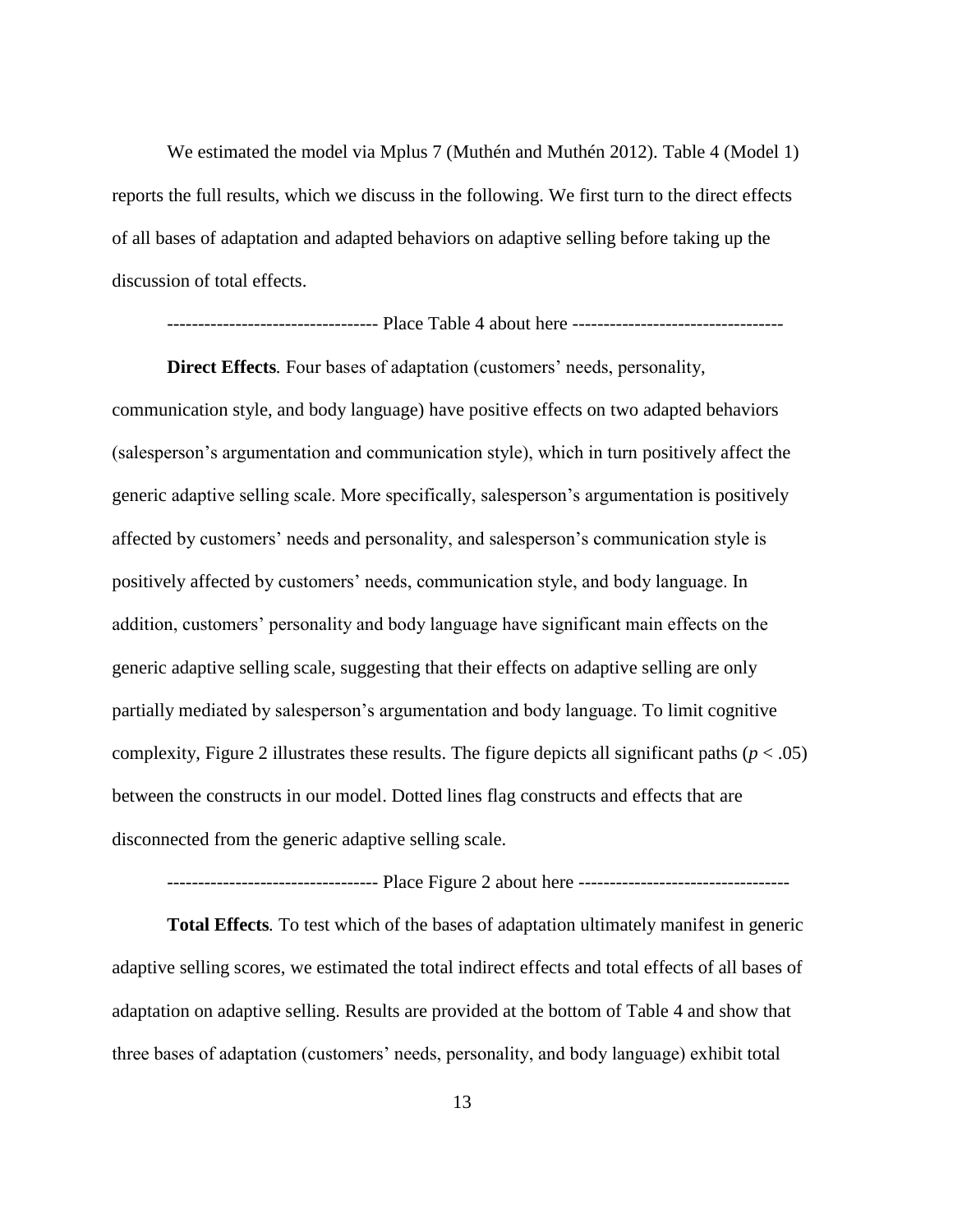We estimated the model via Mplus 7 (Muthén and Muthén 2012). Table 4 (Model 1) reports the full results, which we discuss in the following. We first turn to the direct effects of all bases of adaptation and adapted behaviors on adaptive selling before taking up the discussion of total effects.

--------------------------------- Place Table 4 about here ---------------------------------

**Direct Effects***.* Four bases of adaptation (customers' needs, personality, communication style, and body language) have positive effects on two adapted behaviors (salesperson's argumentation and communication style), which in turn positively affect the generic adaptive selling scale. More specifically, salesperson's argumentation is positively affected by customers' needs and personality, and salesperson's communication style is positively affected by customers' needs, communication style, and body language. In addition, customers' personality and body language have significant main effects on the generic adaptive selling scale, suggesting that their effects on adaptive selling are only partially mediated by salesperson's argumentation and body language. To limit cognitive complexity, Figure 2 illustrates these results. The figure depicts all significant paths ($p < .05$) between the constructs in our model. Dotted lines flag constructs and effects that are disconnected from the generic adaptive selling scale.

--------------------------------- Place Figure 2 about here ---------------------------------

**Total Effects***.* To test which of the bases of adaptation ultimately manifest in generic adaptive selling scores, we estimated the total indirect effects and total effects of all bases of adaptation on adaptive selling. Results are provided at the bottom of Table 4 and show that three bases of adaptation (customers' needs, personality, and body language) exhibit total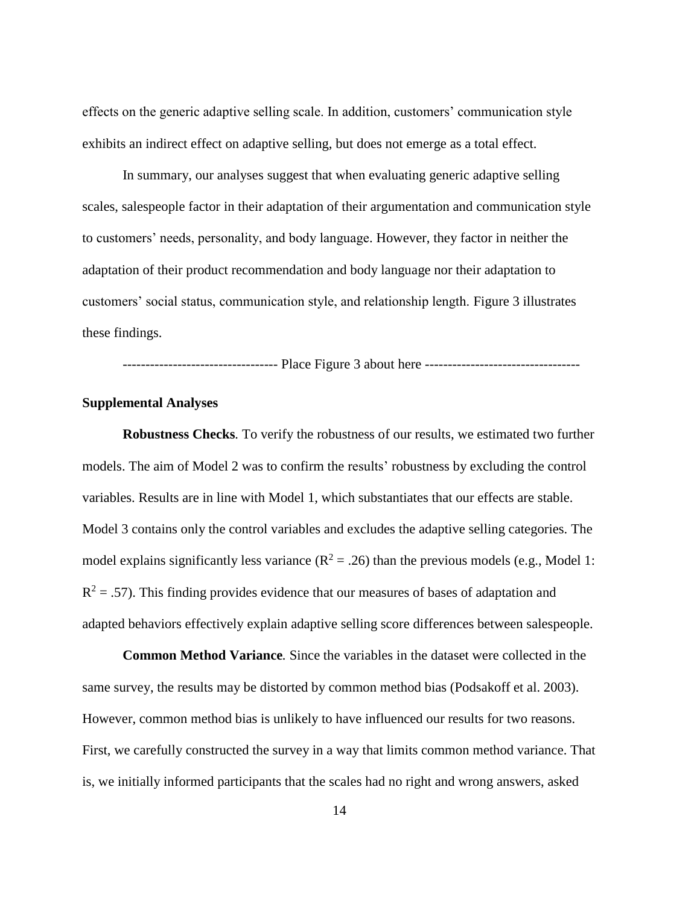effects on the generic adaptive selling scale. In addition, customers' communication style exhibits an indirect effect on adaptive selling, but does not emerge as a total effect.

In summary, our analyses suggest that when evaluating generic adaptive selling scales, salespeople factor in their adaptation of their argumentation and communication style to customers' needs, personality, and body language. However, they factor in neither the adaptation of their product recommendation and body language nor their adaptation to customers' social status, communication style, and relationship length. Figure 3 illustrates these findings.

---------------------------------- Place Figure 3 about here ----------------------------------

### Supplemental Analyses

**Robustness Checks***.* To verify the robustness of our results, we estimated two further models. The aim of Model 2 was to confirm the results' robustness by excluding the control variables. Results are in line with Model 1, which substantiates that our effects are stable. Model 3 contains only the control variables and excludes the adaptive selling categories. The model explains significantly less variance ($R^2 = .26$) than the previous models (e.g., Model 1: $R^2 = .57$). This finding provides evidence that our measures of bases of adaptation and adapted behaviors effectively explain adaptive selling score differences between salespeople.

**Common Method Variance***.* Since the variables in the dataset were collected in the same survey, the results may be distorted by common method bias (Podsakoff et al. 2003). However, common method bias is unlikely to have influenced our results for two reasons. First, we carefully constructed the survey in a way that limits common method variance. That is, we initially informed participants that the scales had no right and wrong answers, asked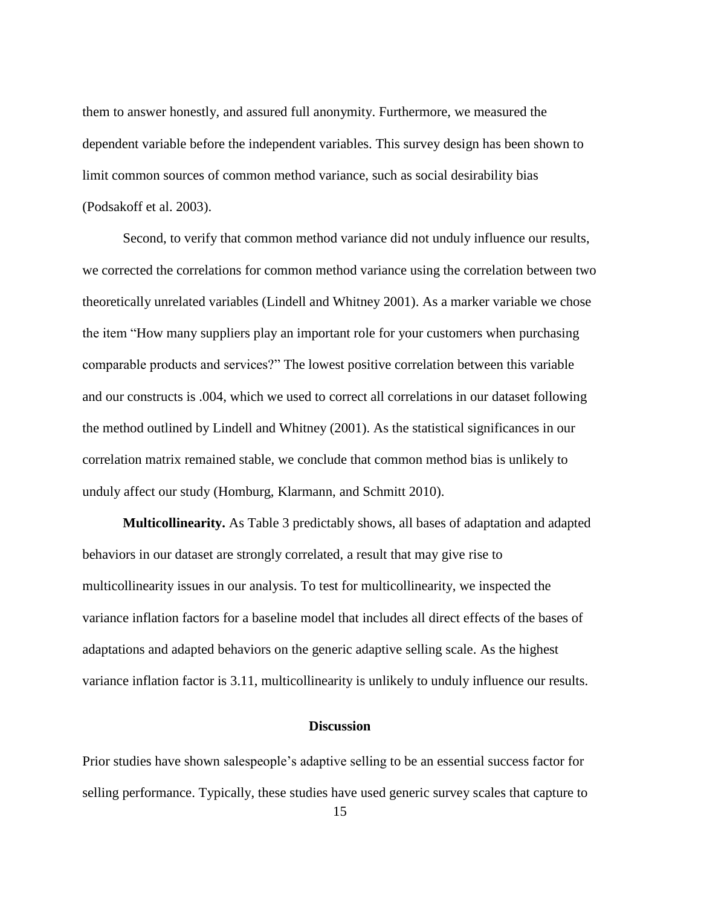them to answer honestly, and assured full anonymity. Furthermore, we measured the dependent variable before the independent variables. This survey design has been shown to limit common sources of common method variance, such as social desirability bias (Podsakoff et al. 2003).

Second, to verify that common method variance did not unduly influence our results, we corrected the correlations for common method variance using the correlation between two theoretically unrelated variables (Lindell and Whitney 2001). As a marker variable we chose the item “How many suppliers play an important role for your customers when purchasing comparable products and services?” The lowest positive correlation between this variable and our constructs is .004, which we used to correct all correlations in our dataset following the method outlined by Lindell and Whitney (2001). As the statistical significances in our correlation matrix remained stable, we conclude that common method bias is unlikely to unduly affect our study (Homburg, Klarmann, and Schmitt 2010).

**Multicollinearity.** As Table 3 predictably shows, all bases of adaptation and adapted behaviors in our dataset are strongly correlated, a result that may give rise to multicollinearity issues in our analysis. To test for multicollinearity, we inspected the variance inflation factors for a baseline model that includes all direct effects of the bases of adaptations and adapted behaviors on the generic adaptive selling scale. As the highest variance inflation factor is 3.11, multicollinearity is unlikely to unduly influence our results.

## Discussion

Prior studies have shown salespeople’s adaptive selling to be an essential success factor for selling performance. Typically, these studies have used generic survey scales that capture to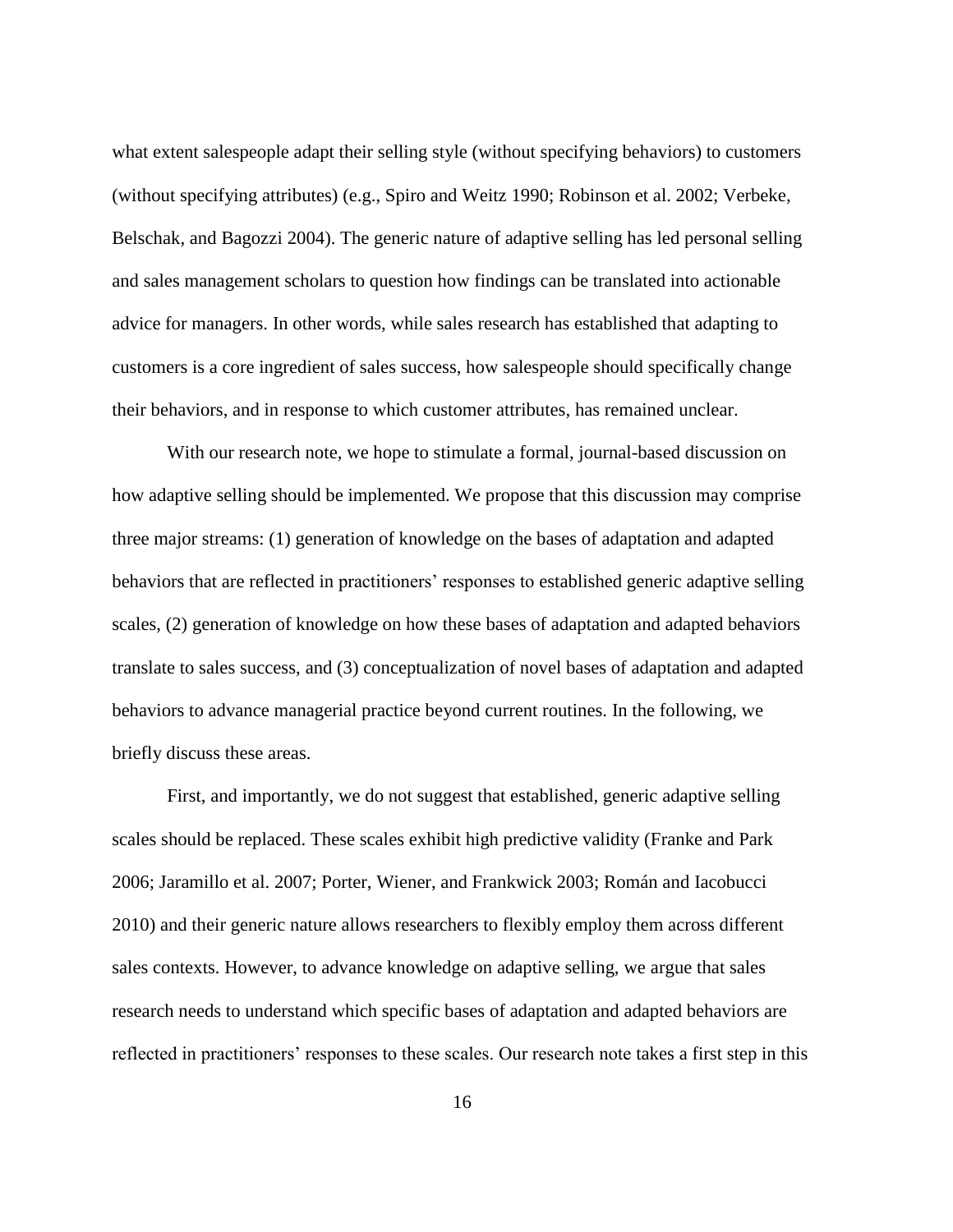what extent salespeople adapt their selling style (without specifying behaviors) to customers (without specifying attributes) (e.g., Spiro and Weitz 1990; Robinson et al. 2002; Verbeke, Belschak, and Bagozzi 2004). The generic nature of adaptive selling has led personal selling and sales management scholars to question how findings can be translated into actionable advice for managers. In other words, while sales research has established that adapting to customers is a core ingredient of sales success, how salespeople should specifically change their behaviors, and in response to which customer attributes, has remained unclear.

With our research note, we hope to stimulate a formal, journal-based discussion on how adaptive selling should be implemented. We propose that this discussion may comprise three major streams: (1) generation of knowledge on the bases of adaptation and adapted behaviors that are reflected in practitioners' responses to established generic adaptive selling scales, (2) generation of knowledge on how these bases of adaptation and adapted behaviors translate to sales success, and (3) conceptualization of novel bases of adaptation and adapted behaviors to advance managerial practice beyond current routines. In the following, we briefly discuss these areas.

First, and importantly, we do not suggest that established, generic adaptive selling scales should be replaced. These scales exhibit high predictive validity (Franke and Park 2006; Jaramillo et al. 2007; Porter, Wiener, and Frankwick 2003; Román and Iacobucci 2010) and their generic nature allows researchers to flexibly employ them across different sales contexts. However, to advance knowledge on adaptive selling, we argue that sales research needs to understand which specific bases of adaptation and adapted behaviors are reflected in practitioners' responses to these scales. Our research note takes a first step in this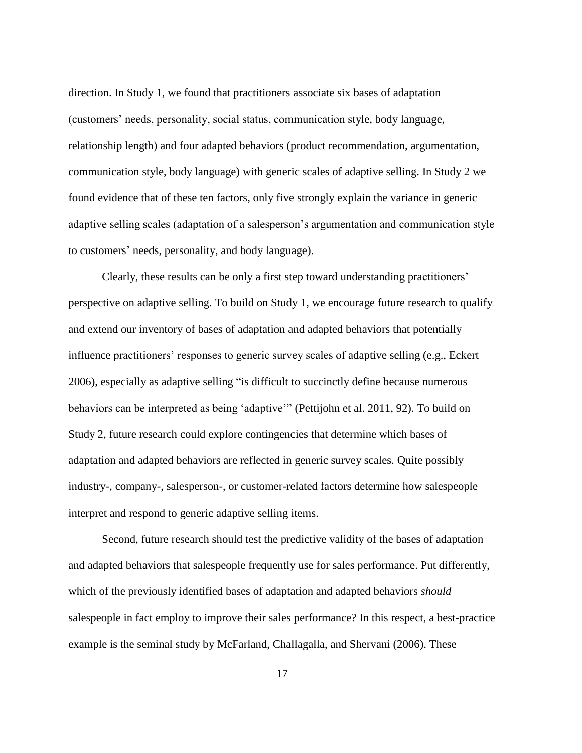direction. In Study 1, we found that practitioners associate six bases of adaptation (customers' needs, personality, social status, communication style, body language, relationship length) and four adapted behaviors (product recommendation, argumentation, communication style, body language) with generic scales of adaptive selling. In Study 2 we found evidence that of these ten factors, only five strongly explain the variance in generic adaptive selling scales (adaptation of a salesperson's argumentation and communication style to customers' needs, personality, and body language).

Clearly, these results can be only a first step toward understanding practitioners' perspective on adaptive selling. To build on Study 1, we encourage future research to qualify and extend our inventory of bases of adaptation and adapted behaviors that potentially influence practitioners' responses to generic survey scales of adaptive selling (e.g., Eckert 2006), especially as adaptive selling "is difficult to succinctly define because numerous behaviors can be interpreted as being 'adaptive'" (Pettijohn et al. 2011, 92). To build on Study 2, future research could explore contingencies that determine which bases of adaptation and adapted behaviors are reflected in generic survey scales. Quite possibly industry-, company-, salesperson-, or customer-related factors determine how salespeople interpret and respond to generic adaptive selling items.

Second, future research should test the predictive validity of the bases of adaptation and adapted behaviors that salespeople frequently use for sales performance. Put differently, which of the previously identified bases of adaptation and adapted behaviors *should* salespeople in fact employ to improve their sales performance? In this respect, a best-practice example is the seminal study by McFarland, Challagalla, and Shervani (2006). These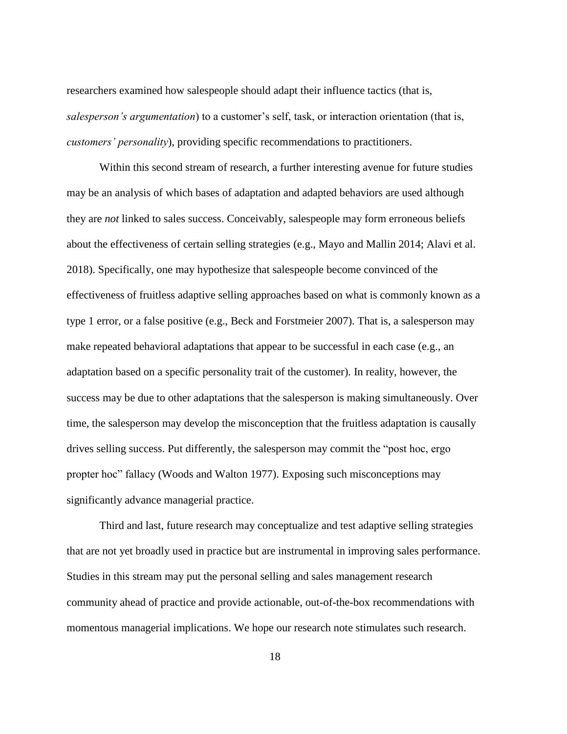researchers examined how salespeople should adapt their influence tactics (that is, *salesperson's argumentation*) to a customer's self, task, or interaction orientation (that is, *customers' personality*), providing specific recommendations to practitioners.

Within this second stream of research, a further interesting avenue for future studies may be an analysis of which bases of adaptation and adapted behaviors are used although they are *not* linked to sales success. Conceivably, salespeople may form erroneous beliefs about the effectiveness of certain selling strategies (e.g., Mayo and Mallin 2014; Alavi et al. 2018). Specifically, one may hypothesize that salespeople become convinced of the effectiveness of fruitless adaptive selling approaches based on what is commonly known as a type 1 error, or a false positive (e.g., Beck and Forstmeier 2007). That is, a salesperson may make repeated behavioral adaptations that appear to be successful in each case (e.g., an adaptation based on a specific personality trait of the customer). In reality, however, the success may be due to other adaptations that the salesperson is making simultaneously. Over time, the salesperson may develop the misconception that the fruitless adaptation is causally drives selling success. Put differently, the salesperson may commit the "post hoc, ergo propter hoc" fallacy (Woods and Walton 1977). Exposing such misconceptions may significantly advance managerial practice.

Third and last, future research may conceptualize and test adaptive selling strategies that are not yet broadly used in practice but are instrumental in improving sales performance. Studies in this stream may put the personal selling and sales management research community ahead of practice and provide actionable, out-of-the-box recommendations with momentous managerial implications. We hope our research note stimulates such research.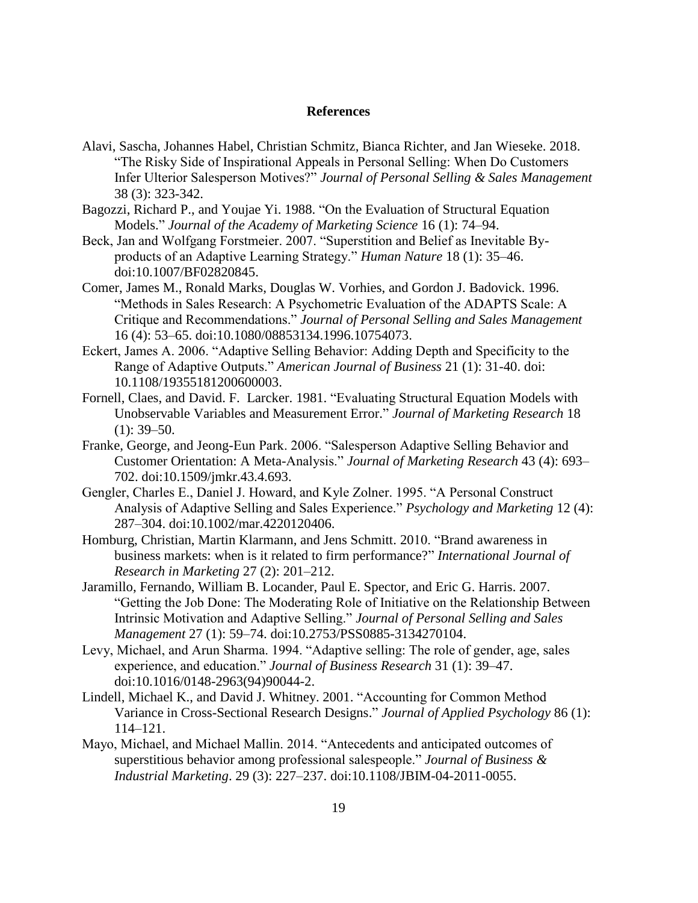# References

Alavi, Sascha, Johannes Habel, Christian Schmitz, Bianca Richter, and Jan Wieseke. 2018. "The Risky Side of Inspirational Appeals in Personal Selling: When Do Customers Infer Ulterior Salesperson Motives?" *Journal of Personal Selling & Sales Management* 38 (3): 323-342.

Bagozzi, Richard P., and Youjae Yi. 1988. "On the Evaluation of Structural Equation Models." *Journal of the Academy of Marketing Science* 16 (1): 74–94.

Beck, Jan and Wolfgang Forstmeier. 2007. "Superstition and Belief as Inevitable By-products of an Adaptive Learning Strategy." *Human Nature* 18 (1): 35–46. doi:10.1007/BF02820845.

Comer, James M., Ronald Marks, Douglas W. Vorhies, and Gordon J. Badovick. 1996. "Methods in Sales Research: A Psychometric Evaluation of the ADAPTS Scale: A Critique and Recommendations." *Journal of Personal Selling and Sales Management* 16 (4): 53–65. doi:10.1080/08853134.1996.10754073.

Eckert, James A. 2006. "Adaptive Selling Behavior: Adding Depth and Specificity to the Range of Adaptive Outputs." *American Journal of Business* 21 (1): 31-40. doi: 10.1108/19355181200600003.

Fornell, Claes, and David. F. Larcker. 1981. "Evaluating Structural Equation Models with Unobservable Variables and Measurement Error." *Journal of Marketing Research* 18 (1): 39–50.

Franke, George, and Jeong-Eun Park. 2006. "Salesperson Adaptive Selling Behavior and Customer Orientation: A Meta-Analysis." *Journal of Marketing Research* 43 (4): 693–702. doi:10.1509/jmkr.43.4.693.

Gengler, Charles E., Daniel J. Howard, and Kyle Zolner. 1995. "A Personal Construct Analysis of Adaptive Selling and Sales Experience." *Psychology and Marketing* 12 (4): 287–304. doi:10.1002/mar.4220120406.

Homburg, Christian, Martin Klarmann, and Jens Schmitt. 2010. "Brand awareness in business markets: when is it related to firm performance?" *International Journal of Research in Marketing* 27 (2): 201–212.

Jaramillo, Fernando, William B. Locander, Paul E. Spector, and Eric G. Harris. 2007. "Getting the Job Done: The Moderating Role of Initiative on the Relationship Between Intrinsic Motivation and Adaptive Selling." *Journal of Personal Selling and Sales Management* 27 (1): 59–74. doi:10.2753/PSS0885-3134270104.

Levy, Michael, and Arun Sharma. 1994. "Adaptive selling: The role of gender, age, sales experience, and education." *Journal of Business Research* 31 (1): 39–47. doi:10.1016/0148-2963(94)90044-2.

Lindell, Michael K., and David J. Whitney. 2001. "Accounting for Common Method Variance in Cross-Sectional Research Designs." *Journal of Applied Psychology* 86 (1): 114–121.

Mayo, Michael, and Michael Mallin. 2014. "Antecedents and anticipated outcomes of superstitious behavior among professional salespeople." *Journal of Business & Industrial Marketing*. 29 (3): 227–237. doi:10.1108/JBIM-04-2011-0055.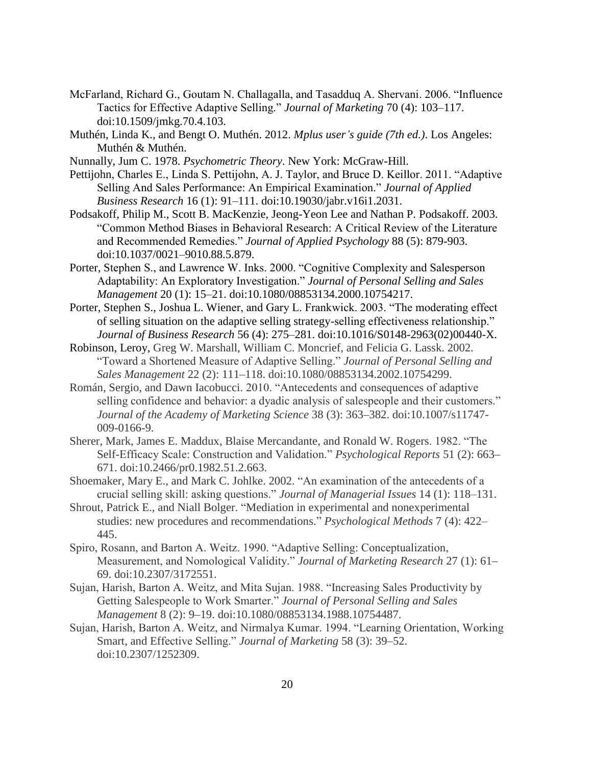McFarland, Richard G., Goutam N. Challagalla, and Tasadduq A. Shervani. 2006. "Influence Tactics for Effective Adaptive Selling." *Journal of Marketing* 70 (4): 103–117. doi:10.1509/jmkg.70.4.103.

Muthén, Linda K., and Bengt O. Muthén. 2012. *Mplus user's guide (7th ed.)*. Los Angeles: Muthén & Muthén.

Nunnally, Jum C. 1978. *Psychometric Theory*. New York: McGraw-Hill.

Pettijohn, Charles E., Linda S. Pettijohn, A. J. Taylor, and Bruce D. Keillor. 2011. "Adaptive Selling And Sales Performance: An Empirical Examination." *Journal of Applied Business Research* 16 (1): 91–111. doi:10.19030/jabr.v16i1.2031.

Podsakoff, Philip M., Scott B. MacKenzie, Jeong-Yeon Lee and Nathan P. Podsakoff. 2003. "Common Method Biases in Behavioral Research: A Critical Review of the Literature and Recommended Remedies." *Journal of Applied Psychology* 88 (5): 879-903. doi:10.1037/0021–9010.88.5.879.

Porter, Stephen S., and Lawrence W. Inks. 2000. "Cognitive Complexity and Salesperson Adaptability: An Exploratory Investigation." *Journal of Personal Selling and Sales Management* 20 (1): 15–21. doi:10.1080/08853134.2000.10754217.

Porter, Stephen S., Joshua L. Wiener, and Gary L. Frankwick. 2003. "The moderating effect of selling situation on the adaptive selling strategy-selling effectiveness relationship." *Journal of Business Research* 56 (4): 275–281. doi:10.1016/S0148-2963(02)00440-X.

Robinson, Leroy, Greg W. Marshall, William C. Moncrief, and Felicia G. Lassk. 2002. "Toward a Shortened Measure of Adaptive Selling." *Journal of Personal Selling and Sales Management* 22 (2): 111–118. doi:10.1080/08853134.2002.10754299.

Román, Sergio, and Dawn Iacobucci. 2010. "Antecedents and consequences of adaptive selling confidence and behavior: a dyadic analysis of salespeople and their customers." *Journal of the Academy of Marketing Science* 38 (3): 363–382. doi:10.1007/s11747-009-0166-9.

Sherer, Mark, James E. Maddux, Blaise Mercandante, and Ronald W. Rogers. 1982. "The Self-Efficacy Scale: Construction and Validation." *Psychological Reports* 51 (2): 663–671. doi:10.2466/pr0.1982.51.2.663.

Shoemaker, Mary E., and Mark C. Johlke. 2002. "An examination of the antecedents of a crucial selling skill: asking questions." *Journal of Managerial Issues* 14 (1): 118–131.

Shrout, Patrick E., and Niall Bolger. "Mediation in experimental and nonexperimental studies: new procedures and recommendations." *Psychological Methods* 7 (4): 422–445.

Spiro, Rosann, and Barton A. Weitz. 1990. "Adaptive Selling: Conceptualization, Measurement, and Nomological Validity." *Journal of Marketing Research* 27 (1): 61–69. doi:10.2307/3172551.

Sujan, Harish, Barton A. Weitz, and Mita Sujan. 1988. "Increasing Sales Productivity by Getting Salespeople to Work Smarter." *Journal of Personal Selling and Sales Management* 8 (2): 9–19. doi:10.1080/08853134.1988.10754487.

Sujan, Harish, Barton A. Weitz, and Nirmalya Kumar. 1994. "Learning Orientation, Working Smart, and Effective Selling." *Journal of Marketing* 58 (3): 39–52. doi:10.2307/1252309.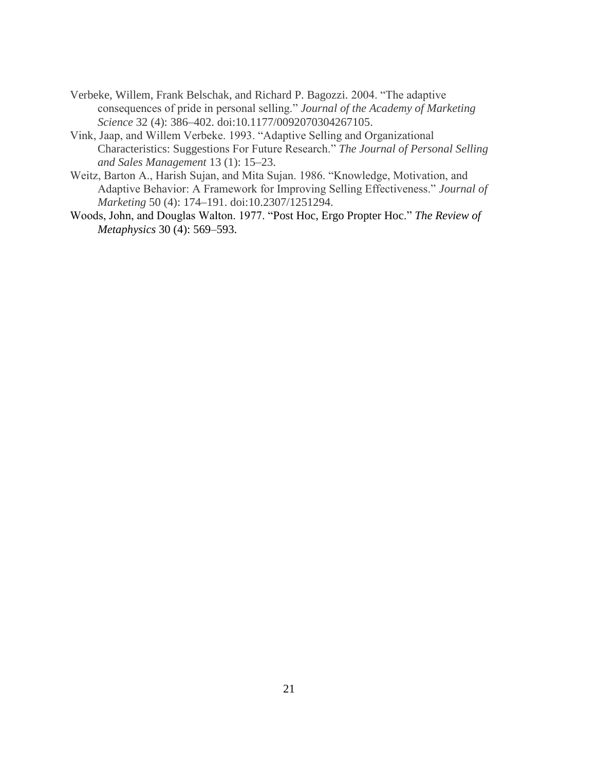Verbeke, Willem, Frank Belschak, and Richard P. Bagozzi. 2004. "The adaptive consequences of pride in personal selling." *Journal of the Academy of Marketing Science* 32 (4): 386–402. doi:10.1177/0092070304267105.

Vink, Jaap, and Willem Verbeke. 1993. "Adaptive Selling and Organizational Characteristics: Suggestions For Future Research." *The Journal of Personal Selling and Sales Management* 13 (1): 15–23.

Weitz, Barton A., Harish Sujan, and Mita Sujan. 1986. "Knowledge, Motivation, and Adaptive Behavior: A Framework for Improving Selling Effectiveness." *Journal of Marketing* 50 (4): 174–191. doi:10.2307/1251294.

Woods, John, and Douglas Walton. 1977. "Post Hoc, Ergo Propter Hoc." *The Review of Metaphysics* 30 (4): 569–593.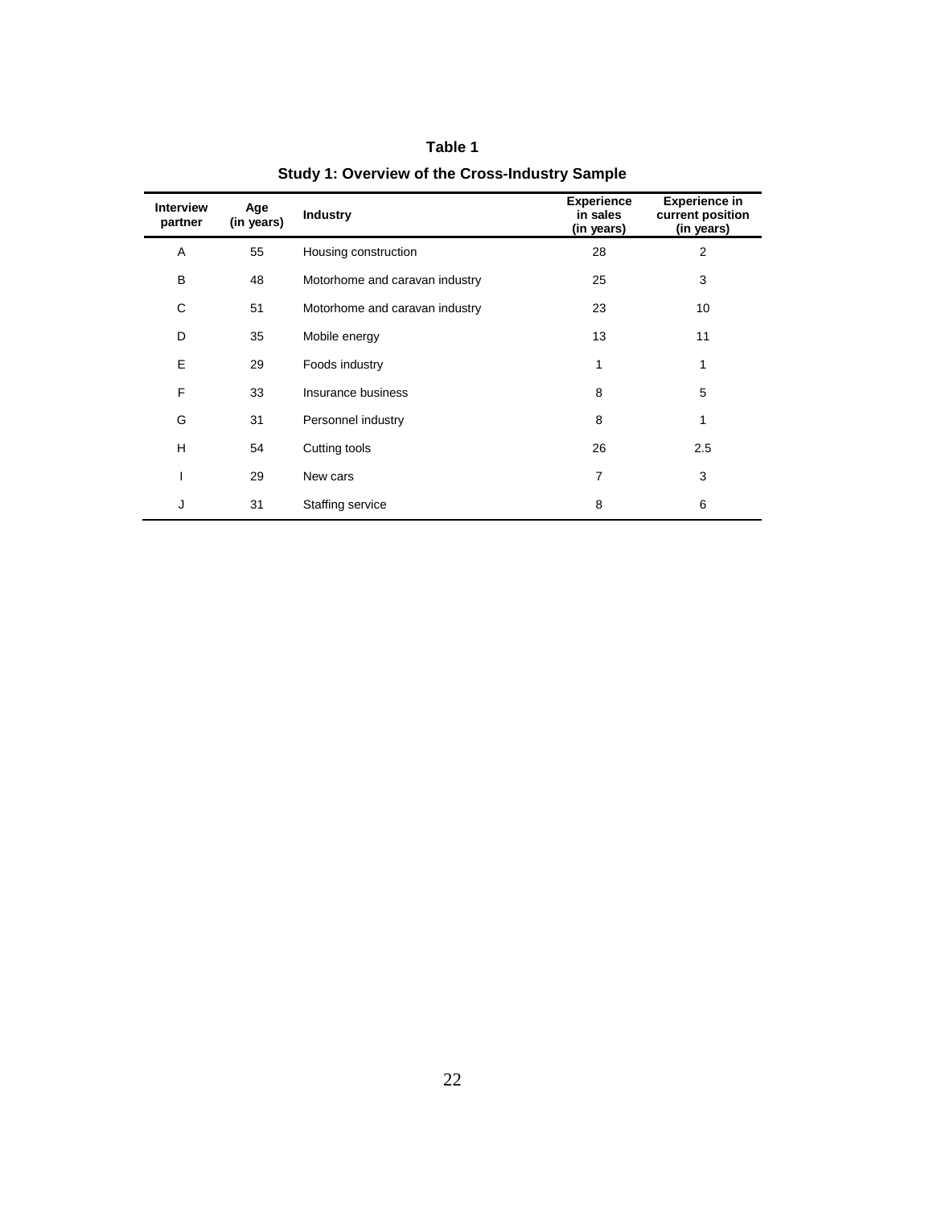**Table 1**

**Study 1: Overview of the Cross-Industry Sample**

| Interview partner | Age (in years) | Industry | Experience in sales (in years) | Experience in current position (in years) |
|---|---|---|---|---|
| A | 55 | Housing construction | 28 | 2 |
| B | 48 | Motorhome and caravan industry | 25 | 3 |
| C | 51 | Motorhome and caravan industry | 23 | 10 |
| D | 35 | Mobile energy | 13 | 11 |
| E | 29 | Foods industry | 1 | 1 |
| F | 33 | Insurance business | 8 | 5 |
| G | 31 | Personnel industry | 8 | 1 |
| H | 54 | Cutting tools | 26 | 2.5 |
| I | 29 | New cars | 7 | 3 |
| J | 31 | Staffing service | 8 | 6 |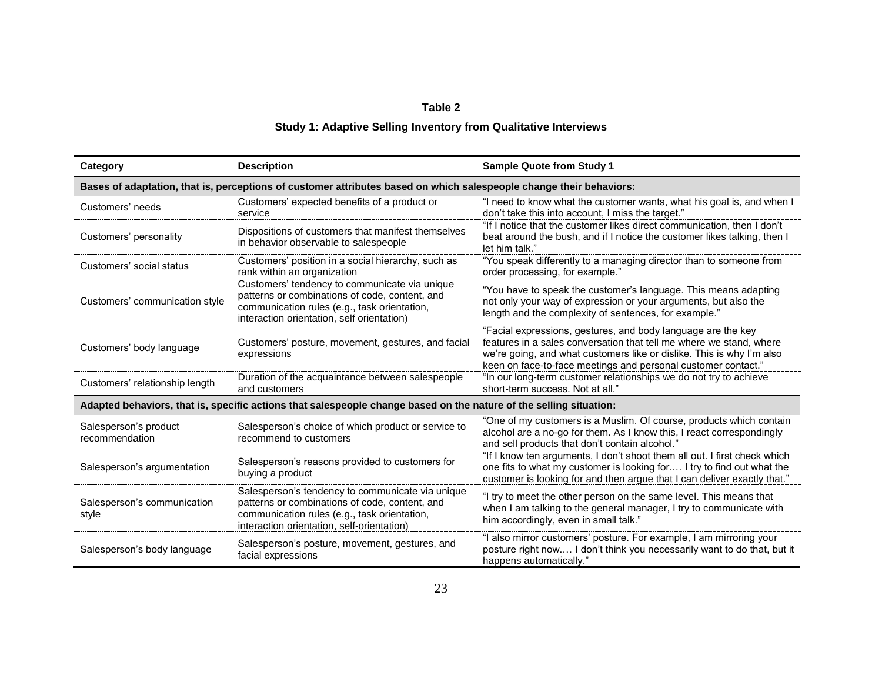**Table 2**

**Study 1: Adaptive Selling Inventory from Qualitative Interviews**

| Category | Description | Sample Quote from Study 1 |
|---|---|---|
| **Bases of adaptation, that is, perceptions of customer attributes based on which salespeople change their behaviors:** | | |
| Customers' needs | Customers' expected benefits of a product or service | "I need to know what the customer wants, what his goal is, and when I don't take this into account, I miss the target." |
| Customers' personality | Dispositions of customers that manifest themselves in behavior observable to salespeople | "If I notice that the customer likes direct communication, then I don't beat around the bush, and if I notice the customer likes talking, then I let him talk." |
| Customers' social status | Customers' position in a social hierarchy, such as rank within an organization | "You speak differently to a managing director than to someone from order processing, for example." |
| Customers' communication style | Customers' tendency to communicate via unique patterns or combinations of code, content, and communication rules (e.g., task orientation, interaction orientation, self orientation) | "You have to speak the customer's language. This means adapting not only your way of expression or your arguments, but also the length and the complexity of sentences, for example." |
| Customers' body language | Customers' posture, movement, gestures, and facial expressions | "Facial expressions, gestures, and body language are the key features in a sales conversation that tell me where we stand, where we're going, and what customers like or dislike. This is why I'm also keen on face-to-face meetings and personal customer contact." |
| Customers' relationship length | Duration of the acquaintance between salespeople and customers | "In our long-term customer relationships we do not try to achieve short-term success. Not at all." |
| **Adapted behaviors, that is, specific actions that salespeople change based on the nature of the selling situation:** | | |
| Salesperson's product recommendation | Salesperson's choice of which product or service to recommend to customers | "One of my customers is a Muslim. Of course, products which contain alcohol are a no-go for them. As I know this, I react correspondingly and sell products that don't contain alcohol." |
| Salesperson's argumentation | Salesperson's reasons provided to customers for buying a product | "If I know ten arguments, I don't shoot them all out. I first check which one fits to what my customer is looking for.… I try to find out what the customer is looking for and then argue that I can deliver exactly that." |
| Salesperson's communication style | Salesperson's tendency to communicate via unique patterns or combinations of code, content, and communication rules (e.g., task orientation, interaction orientation, self-orientation) | "I try to meet the other person on the same level. This means that when I am talking to the general manager, I try to communicate with him accordingly, even in small talk." |
| Salesperson's body language | Salesperson's posture, movement, gestures, and facial expressions | "I also mirror customers' posture. For example, I am mirroring your posture right now.… I don't think you necessarily want to do that, but it happens automatically." |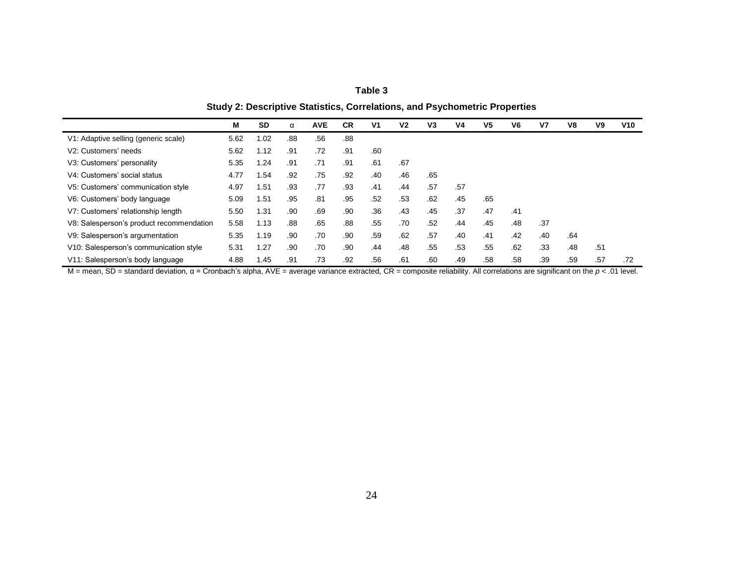**Table 3**

**Study 2: Descriptive Statistics, Correlations, and Psychometric Properties**

| | M | SD | α | AVE | CR | V1 | V2 | V3 | V4 | V5 | V6 | V7 | V8 | V9 | V10 |
|---|---|---|---|---|---|---|---|---|---|---|---|---|---|---|---|
| V1: Adaptive selling (generic scale) | 5.62 | 1.02 | .88 | .56 | .88 | | | | | | | | | | |
| V2: Customers' needs | 5.62 | 1.12 | .91 | .72 | .91 | .60 | | | | | | | | | |
| V3: Customers' personality | 5.35 | 1.24 | .91 | .71 | .91 | .61 | .67 | | | | | | | | |
| V4: Customers' social status | 4.77 | 1.54 | .92 | .75 | .92 | .40 | .46 | .65 | | | | | | | |
| V5: Customers' communication style | 4.97 | 1.51 | .93 | .77 | .93 | .41 | .44 | .57 | .57 | | | | | | |
| V6: Customers' body language | 5.09 | 1.51 | .95 | .81 | .95 | .52 | .53 | .62 | .45 | .65 | | | | | |
| V7: Customers' relationship length | 5.50 | 1.31 | .90 | .69 | .90 | .36 | .43 | .45 | .37 | .47 | .41 | | | | |
| V8: Salesperson's product recommendation | 5.58 | 1.13 | .88 | .65 | .88 | .55 | .70 | .52 | .44 | .45 | .48 | .37 | | | |
| V9: Salesperson's argumentation | 5.35 | 1.19 | .90 | .70 | .90 | .59 | .62 | .57 | .40 | .41 | .42 | .40 | .64 | | |
| V10: Salesperson's communication style | 5.31 | 1.27 | .90 | .70 | .90 | .44 | .48 | .55 | .53 | .55 | .62 | .33 | .48 | .51 | |
| V11: Salesperson's body language | 4.88 | 1.45 | .91 | .73 | .92 | .56 | .61 | .60 | .49 | .58 | .58 | .39 | .59 | .57 | .72 |

M = mean, SD = standard deviation, α = Cronbach's alpha, AVE = average variance extracted, CR = composite reliability. All correlations are significant on the $p < .01$ level.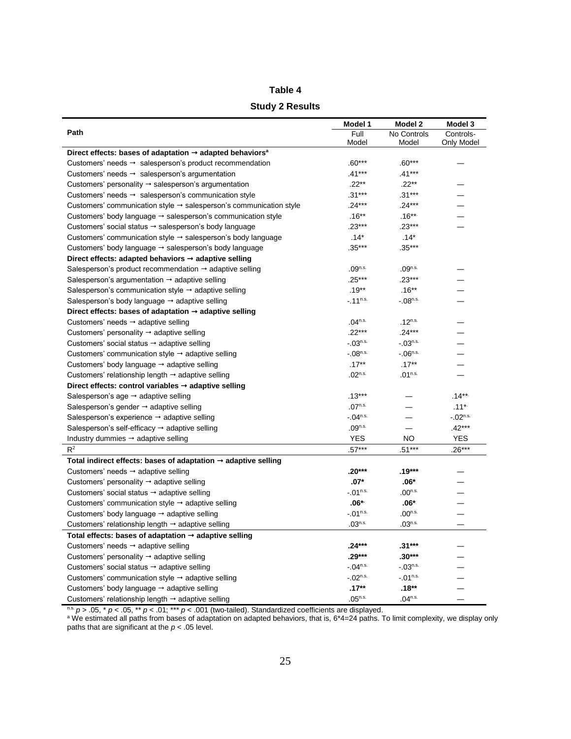**Table 4**

**Study 2 Results**

| Path | Model 1<br>Full Model | Model 2<br>No Controls Model | Model 3<br>Controls-Only Model |
|---|---|---|---|
| **Direct effects: bases of adaptation → adapted behaviors[a]** | | | |
| Customers' needs → salesperson's product recommendation | .60*** | .60*** | — |
| Customers' needs → salesperson's argumentation | .41*** | .41*** | |
| Customers' personality → salesperson's argumentation | .22** | .22** | — |
| Customers' needs → salesperson's communication style | .31*** | .31*** | — |
| Customers' communication style → salesperson's communication style | .24*** | .24*** | — |
| Customers' body language → salesperson's communication style | .16** | .16** | — |
| Customers' social status → salesperson's body language | .23*** | .23*** | — |
| Customers' communication style → salesperson's body language | .14* | .14* | |
| Customers' body language → salesperson's body language | .35*** | .35*** | |
| **Direct effects: adapted behaviors → adaptive selling** | | | |
| Salesperson's product recommendation → adaptive selling | .09$^{n.s.}$ | .09$^{n.s.}$ | — |
| Salesperson's argumentation → adaptive selling | .25*** | .23*** | — |
| Salesperson's communication style → adaptive selling | .19** | .16** | — |
| Salesperson's body language → adaptive selling | -.11$^{n.s.}$ | -.08$^{n.s.}$ | — |
| **Direct effects: bases of adaptation → adaptive selling** | | | |
| Customers' needs → adaptive selling | .04$^{n.s.}$ | .12$^{n.s.}$ | — |
| Customers' personality → adaptive selling | .22*** | .24*** | — |
| Customers' social status → adaptive selling | -.03$^{n.s.}$ | -.03$^{n.s.}$ | — |
| Customers' communication style → adaptive selling | -.08$^{n.s.}$ | -.06$^{n.s.}$ | — |
| Customers' body language → adaptive selling | .17** | .17** | — |
| Customers' relationship length → adaptive selling | .02$^{n.s.}$ | .01$^{n.s.}$ | — |
| **Direct effects: control variables → adaptive selling** | | | |
| Salesperson's age → adaptive selling | .13*** | — | .14** |
| Salesperson's gender → adaptive selling | .07$^{n.s.}$ | — | .11* |
| Salesperson's experience → adaptive selling | -.04$^{n.s.}$ | — | -.02$^{n.s.}$ |
| Salesperson's self-efficacy → adaptive selling | .09$^{n.s.}$ | — | .42*** |
| Industry dummies → adaptive selling | YES | NO | YES |
| $R^2$ | .57*** | .51*** | .26*** |
| **Total indirect effects: bases of adaptation → adaptive selling** | | | |
| Customers' needs → adaptive selling | **.20*** ** | **.19*** ** | — |
| Customers' personality → adaptive selling | **.07*** | **.06*** | — |
| Customers' social status → adaptive selling | -.01$^{n.s.}$ | .00$^{n.s.}$ | — |
| Customers' communication style → adaptive selling | **.06*** | **.06*** | — |
| Customers' body language → adaptive selling | -.01$^{n.s.}$ | .00$^{n.s.}$ | — |
| Customers' relationship length → adaptive selling | .03$^{n.s.}$ | .03$^{n.s.}$ | — |
| **Total effects: bases of adaptation → adaptive selling** | | | |
| Customers' needs → adaptive selling | **.24*** ** | **.31*** ** | — |
| Customers' personality → adaptive selling | **.29*** ** | **.30*** ** | — |
| Customers' social status → adaptive selling | -.04$^{n.s.}$ | -.03$^{n.s.}$ | — |
| Customers' communication style → adaptive selling | -.02$^{n.s.}$ | -.01$^{n.s.}$ | — |
| Customers' body language → adaptive selling | **.17** ** | **.18** ** | — |
| Customers' relationship length → adaptive selling | .05$^{n.s.}$ | .04$^{n.s.}$ | — |

$^{n.s.}$ $p > .05$, * $p < .05$, ** $p < .01$; *** $p < .001$ (two-tailed). Standardized coefficients are displayed.

[a] We estimated all paths from bases of adaptation on adapted behaviors, that is, 6*4=24 paths. To limit complexity, we display only paths that are significant at the $p < .05$ level.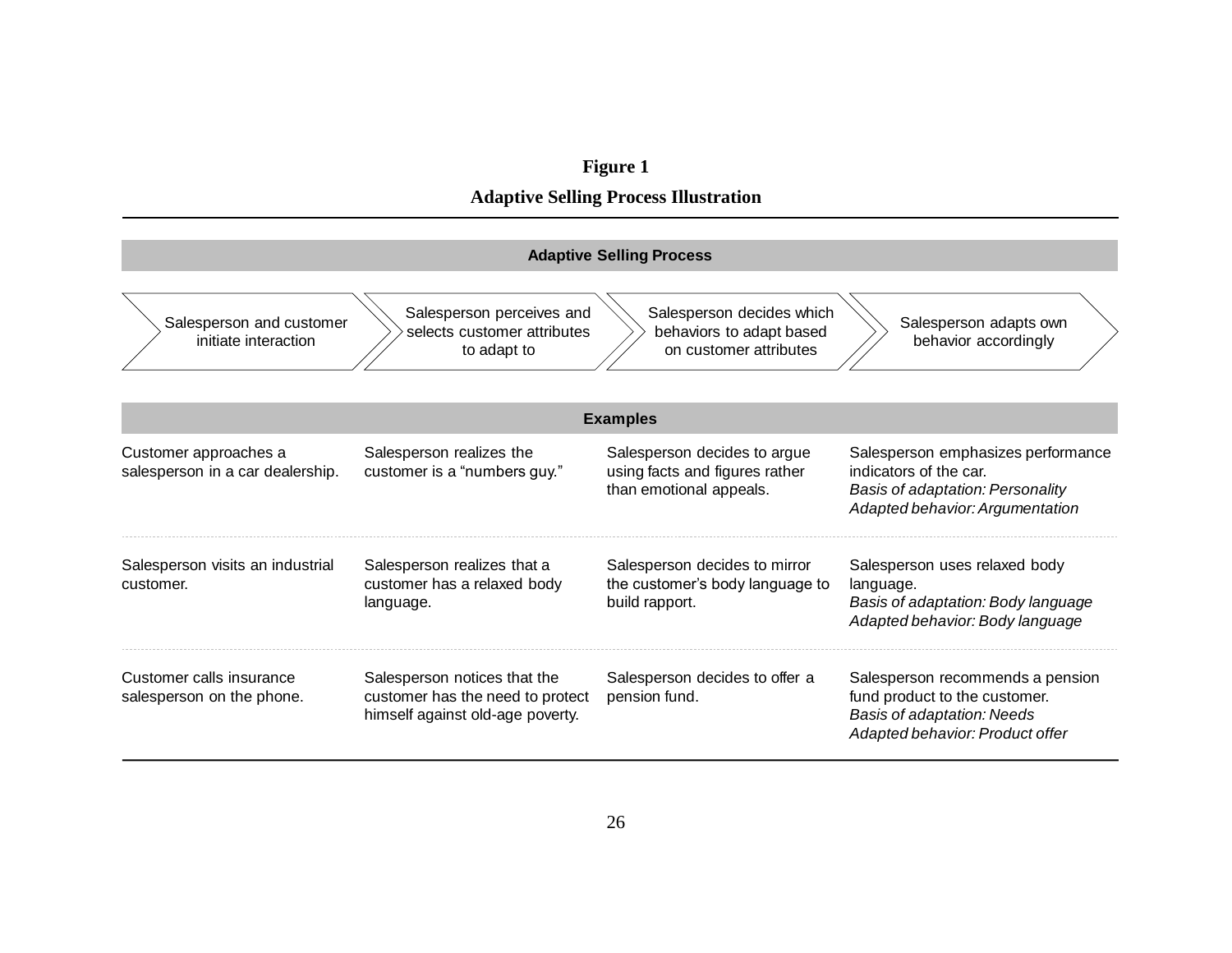**Figure 1**

**Adaptive Selling Process Illustration**

| Adaptive Selling Process | | | |
|---|---|---|---|
| Salesperson and customer initiate interaction | Salesperson perceives and selects customer attributes to adapt to | Salesperson decides which behaviors to adapt based on customer attributes | Salesperson adapts own behavior accordingly |
| **Examples** | | | |
| Customer approaches a salesperson in a car dealership. | Salesperson realizes the customer is a "numbers guy." | Salesperson decides to argue using facts and figures rather than emotional appeals. | Salesperson emphasizes performance indicators of the car. *Basis of adaptation: Personality* *Adapted behavior: Argumentation* |
| Salesperson visits an industrial customer. | Salesperson realizes that a customer has a relaxed body language. | Salesperson decides to mirror the customer's body language to build rapport. | Salesperson uses relaxed body language. *Basis of adaptation: Body language* *Adapted behavior: Body language* |
| Customer calls insurance salesperson on the phone. | Salesperson notices that the customer has the need to protect himself against old-age poverty. | Salesperson decides to offer a pension fund. | Salesperson recommends a pension fund product to the customer. *Basis of adaptation: Needs* *Adapted behavior: Product offer* |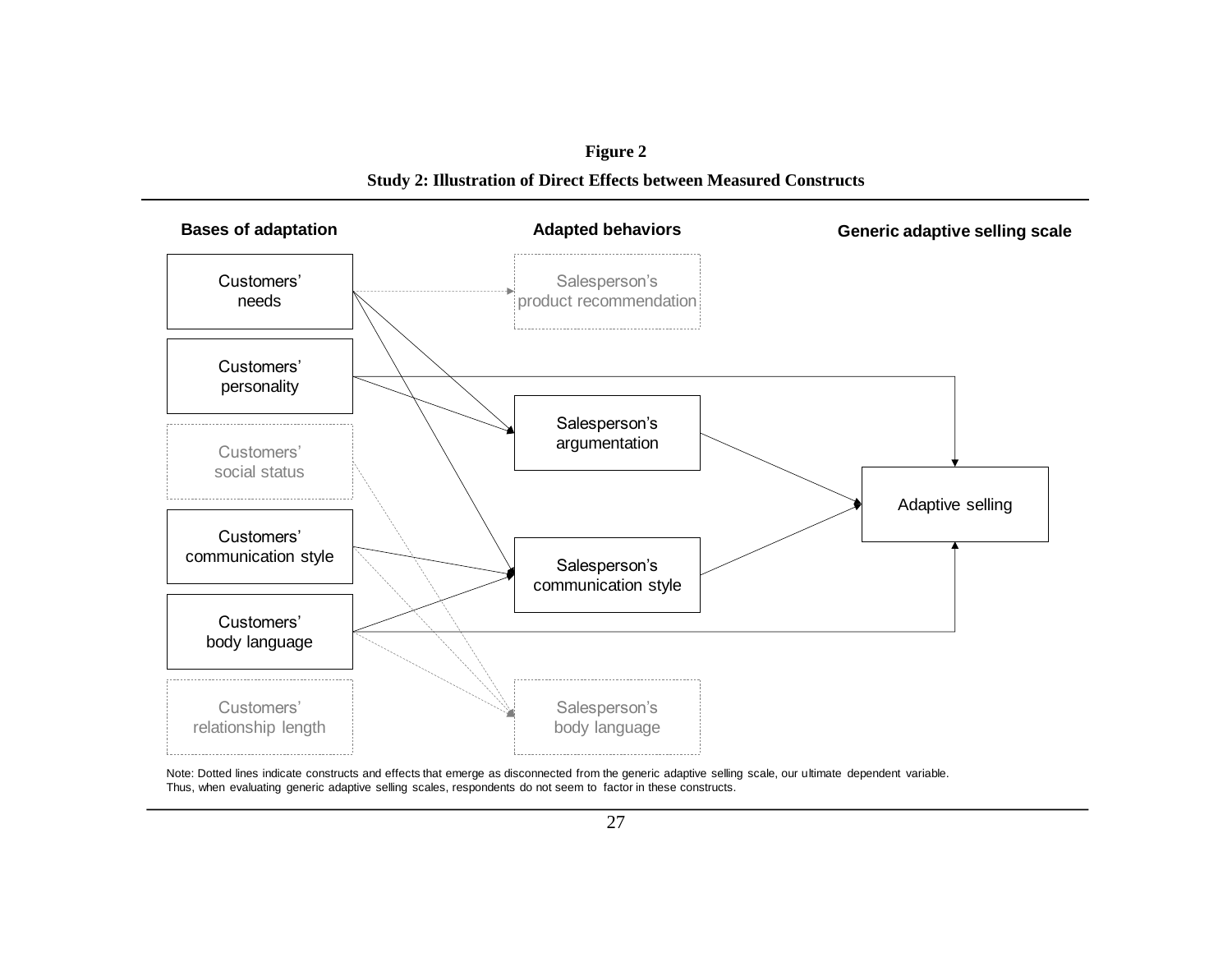**Figure 2**

**Study 2: Illustration of Direct Effects between Measured Constructs**

**Bases of adaptation** | **Adapted behaviors** | **Generic adaptive selling scale**

Customers' needs

Customers' personality

Customers' social status

Customers' communication style

Customers' body language

Customers' relationship length

Salesperson's product recommendation

Salesperson's argumentation

Salesperson's communication style

Salesperson's body language

Adaptive selling

Note: Dotted lines indicate constructs and effects that emerge as disconnected from the generic adaptive selling scale, our ultimate dependent variable. Thus, when evaluating generic adaptive selling scales, respondents do not seem to factor in these constructs.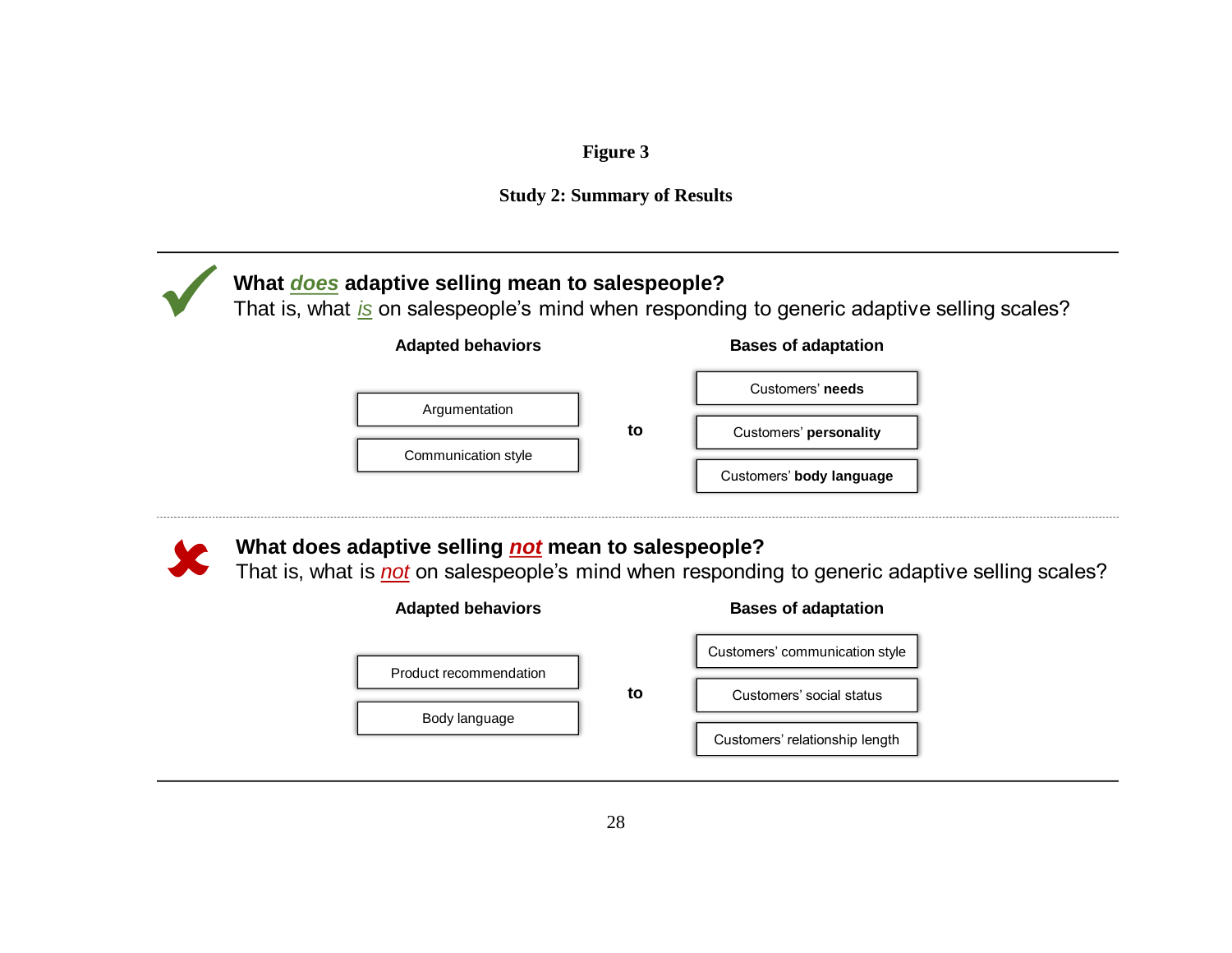**Figure 3**

**Study 2: Summary of Results**

---

✓ **What *does* adaptive selling mean to salespeople?**
That is, what *is* on salespeople's mind when responding to generic adaptive selling scales?

| Adapted behaviors | | Bases of adaptation |
|---|---|---|
| | | Customers' **needs** |
| Argumentation | to | Customers' **personality** |
| Communication style | | Customers' **body language** |

---

✗ **What does adaptive selling *not* mean to salespeople?**
That is, what is *not* on salespeople's mind when responding to generic adaptive selling scales?

| Adapted behaviors | | Bases of adaptation |
|---|---|---|
| | | Customers' communication style |
| Product recommendation | to | Customers' social status |
| Body language | | Customers' relationship length |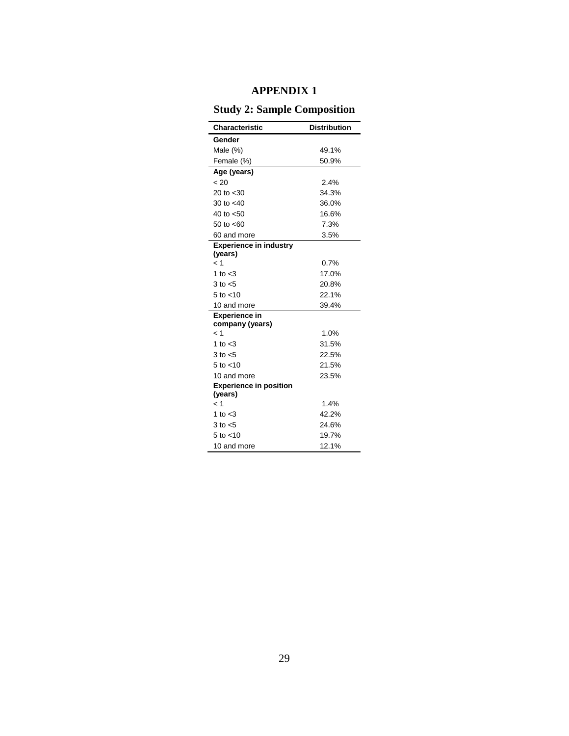# APPENDIX 1

## Study 2: Sample Composition

| Characteristic | Distribution |
|---|---|
| **Gender** | |
| Male (%) | 49.1% |
| Female (%) | 50.9% |
| **Age (years)** | |
| < 20 | 2.4% |
| 20 to <30 | 34.3% |
| 30 to <40 | 36.0% |
| 40 to <50 | 16.6% |
| 50 to <60 | 7.3% |
| 60 and more | 3.5% |
| **Experience in industry (years)** | |
| < 1 | 0.7% |
| 1 to <3 | 17.0% |
| 3 to <5 | 20.8% |
| 5 to <10 | 22.1% |
| 10 and more | 39.4% |
| **Experience in company (years)** | |
| < 1 | 1.0% |
| 1 to <3 | 31.5% |
| 3 to <5 | 22.5% |
| 5 to <10 | 21.5% |
| 10 and more | 23.5% |
| **Experience in position (years)** | |
| < 1 | 1.4% |
| 1 to <3 | 42.2% |
| 3 to <5 | 24.6% |
| 5 to <10 | 19.7% |
| 10 and more | 12.1% |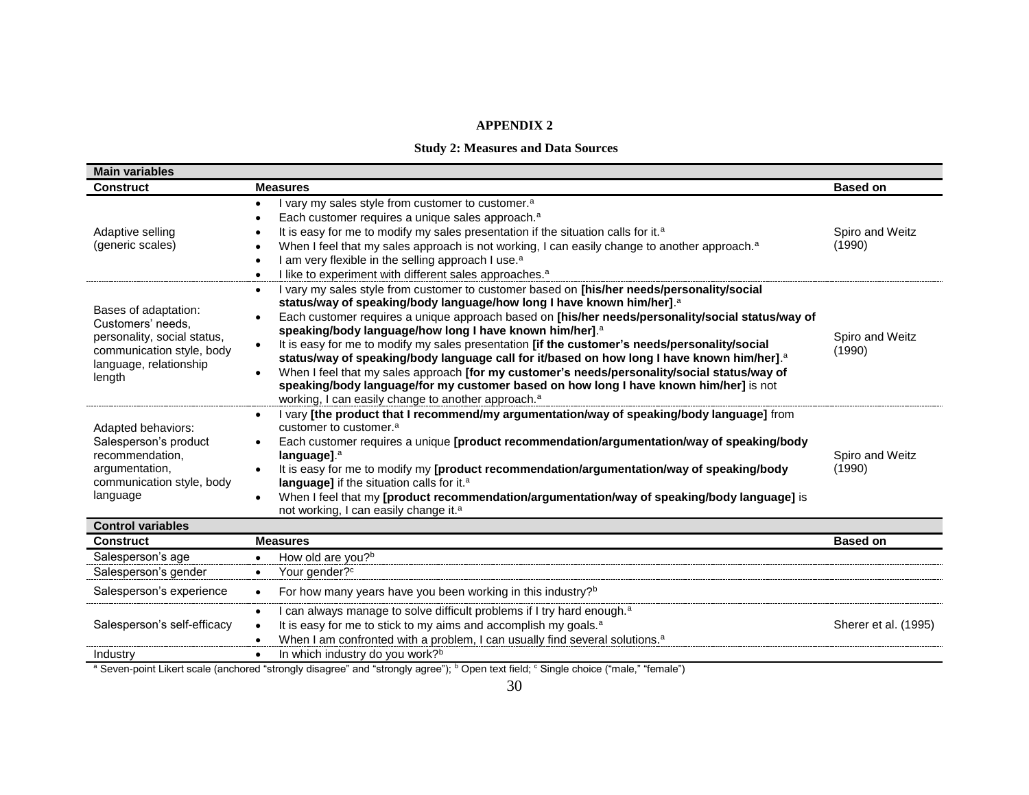**APPENDIX 2**

**Study 2: Measures and Data Sources**

| **Main variables** | | |
|---|---|---|
| **Construct** | **Measures** | **Based on** |
| Adaptive selling (generic scales) | • I vary my sales style from customer to customer.[a]<br>• Each customer requires a unique sales approach.[a]<br>• It is easy for me to modify my sales presentation if the situation calls for it.[a]<br>• When I feel that my sales approach is not working, I can easily change to another approach.[a]<br>• I am very flexible in the selling approach I use.[a]<br>• I like to experiment with different sales approaches.[a] | Spiro and Weitz (1990) |
| Bases of adaptation: Customers' needs, personality, social status, communication style, body language, relationship length | • I vary my sales style from customer to customer based on **[his/her needs/personality/social status/way of speaking/body language/how long I have known him/her]**.[a]<br>• Each customer requires a unique approach based on **[his/her needs/personality/social status/way of speaking/body language/how long I have known him/her]**.[a]<br>• It is easy for me to modify my sales presentation **[if the customer's needs/personality/social status/way of speaking/body language call for it/based on how long I have known him/her]**.[a]<br>• When I feel that my sales approach **[for my customer's needs/personality/social status/way of speaking/body language/for my customer based on how long I have known him/her]** is not working, I can easily change to another approach.[a] | Spiro and Weitz (1990) |
| Adapted behaviors: Salesperson's product recommendation, argumentation, communication style, body language | • I vary **[the product that I recommend/my argumentation/way of speaking/body language]** from customer to customer.[a]<br>• Each customer requires a unique **[product recommendation/argumentation/way of speaking/body language]**.[a]<br>• It is easy for me to modify my **[product recommendation/argumentation/way of speaking/body language]** if the situation calls for it.[a]<br>• When I feel that my **[product recommendation/argumentation/way of speaking/body language]** is not working, I can easily change it.[a] | Spiro and Weitz (1990) |
| **Control variables** | | |
| **Construct** | **Measures** | **Based on** |
| Salesperson's age | • How old are you?[b] | |
| Salesperson's gender | • Your gender?[c] | |
| Salesperson's experience | • For how many years have you been working in this industry?[b] | |
| Salesperson's self-efficacy | • I can always manage to solve difficult problems if I try hard enough.[a]<br>• It is easy for me to stick to my aims and accomplish my goals.[a]<br>• When I am confronted with a problem, I can usually find several solutions.[a] | Sherer et al. (1995) |
| Industry | • In which industry do you work?[b] | |

[a] Seven-point Likert scale (anchored "strongly disagree" and "strongly agree"); [b] Open text field; [c] Single choice ("male," "female")